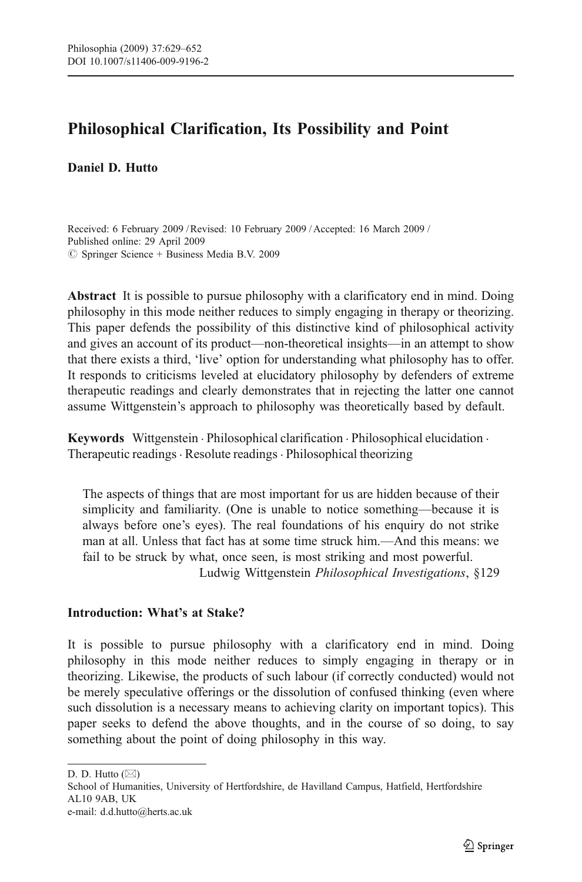# Philosophical Clarification, Its Possibility and Point

**Daniel D. Hutto**

Received: 6 February 2009 / Revised: 10 February 2009 / Accepted: 16 March 2009 /
Published online: 29 April 2009
© Springer Science + Business Media B.V. 2009

**Abstract** It is possible to pursue philosophy with a clarificatory end in mind. Doing philosophy in this mode neither reduces to simply engaging in therapy or theorizing. This paper defends the possibility of this distinctive kind of philosophical activity and gives an account of its product—non-theoretical insights—in an attempt to show that there exists a third, 'live' option for understanding what philosophy has to offer. It responds to criticisms leveled at elucidatory philosophy by defenders of extreme therapeutic readings and clearly demonstrates that in rejecting the latter one cannot assume Wittgenstein's approach to philosophy was theoretically based by default.

**Keywords** Wittgenstein · Philosophical clarification · Philosophical elucidation · Therapeutic readings · Resolute readings · Philosophical theorizing

> The aspects of things that are most important for us are hidden because of their simplicity and familiarity. (One is unable to notice something—because it is always before one's eyes). The real foundations of his enquiry do not strike man at all. Unless that fact has at some time struck him.—And this means: we fail to be struck by what, once seen, is most striking and most powerful.
>
> Ludwig Wittgenstein *Philosophical Investigations*, §129

## Introduction: What's at Stake?

It is possible to pursue philosophy with a clarificatory end in mind. Doing philosophy in this mode neither reduces to simply engaging in therapy or in theorizing. Likewise, the products of such labour (if correctly conducted) would not be merely speculative offerings or the dissolution of confused thinking (even where such dissolution is a necessary means to achieving clarity on important topics). This paper seeks to defend the above thoughts, and in the course of so doing, to say something about the point of doing philosophy in this way.

D. D. Hutto (✉)
School of Humanities, University of Hertfordshire, de Havilland Campus, Hatfield, Hertfordshire AL10 9AB, UK
e-mail: d.d.hutto@herts.ac.uk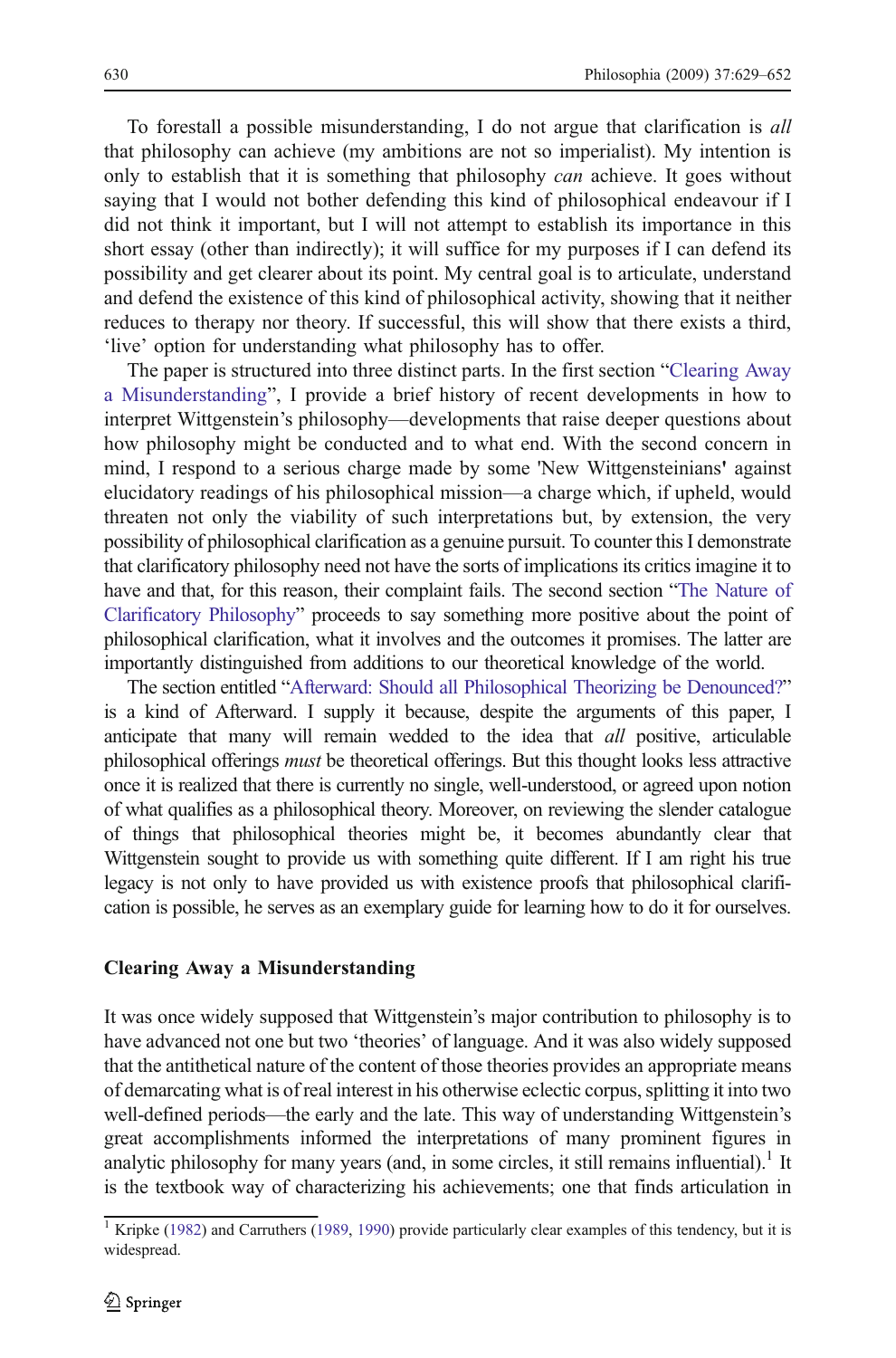To forestall a possible misunderstanding, I do not argue that clarification is *all* that philosophy can achieve (my ambitions are not so imperialist). My intention is only to establish that it is something that philosophy *can* achieve. It goes without saying that I would not bother defending this kind of philosophical endeavour if I did not think it important, but I will not attempt to establish its importance in this short essay (other than indirectly); it will suffice for my purposes if I can defend its possibility and get clearer about its point. My central goal is to articulate, understand and defend the existence of this kind of philosophical activity, showing that it neither reduces to therapy nor theory. If successful, this will show that there exists a third, 'live' option for understanding what philosophy has to offer.

The paper is structured into three distinct parts. In the first section "Clearing Away a Misunderstanding", I provide a brief history of recent developments in how to interpret Wittgenstein's philosophy—developments that raise deeper questions about how philosophy might be conducted and to what end. With the second concern in mind, I respond to a serious charge made by some 'New Wittgensteinians' against elucidatory readings of his philosophical mission—a charge which, if upheld, would threaten not only the viability of such interpretations but, by extension, the very possibility of philosophical clarification as a genuine pursuit. To counter this I demonstrate that clarificatory philosophy need not have the sorts of implications its critics imagine it to have and that, for this reason, their complaint fails. The second section "The Nature of Clarificatory Philosophy" proceeds to say something more positive about the point of philosophical clarification, what it involves and the outcomes it promises. The latter are importantly distinguished from additions to our theoretical knowledge of the world.

The section entitled "Afterward: Should all Philosophical Theorizing be Denounced?" is a kind of Afterward. I supply it because, despite the arguments of this paper, I anticipate that many will remain wedded to the idea that *all* positive, articulable philosophical offerings *must* be theoretical offerings. But this thought looks less attractive once it is realized that there is currently no single, well-understood, or agreed upon notion of what qualifies as a philosophical theory. Moreover, on reviewing the slender catalogue of things that philosophical theories might be, it becomes abundantly clear that Wittgenstein sought to provide us with something quite different. If I am right his true legacy is not only to have provided us with existence proofs that philosophical clarification is possible, he serves as an exemplary guide for learning how to do it for ourselves.

## Clearing Away a Misunderstanding

It was once widely supposed that Wittgenstein's major contribution to philosophy is to have advanced not one but two 'theories' of language. And it was also widely supposed that the antithetical nature of the content of those theories provides an appropriate means of demarcating what is of real interest in his otherwise eclectic corpus, splitting it into two well-defined periods—the early and the late. This way of understanding Wittgenstein's great accomplishments informed the interpretations of many prominent figures in analytic philosophy for many years (and, in some circles, it still remains influential).[1] It is the textbook way of characterizing his achievements; one that finds articulation in

[1] Kripke (1982) and Carruthers (1989, 1990) provide particularly clear examples of this tendency, but it is widespread.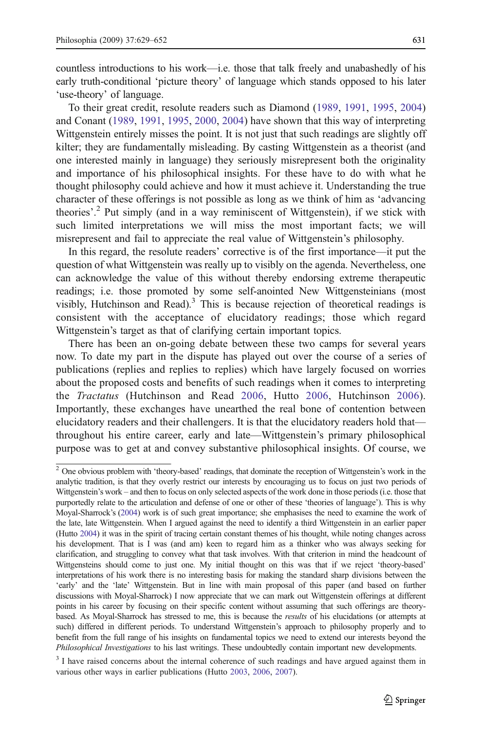countless introductions to his work—i.e. those that talk freely and unabashedly of his early truth-conditional 'picture theory' of language which stands opposed to his later 'use-theory' of language.

To their great credit, resolute readers such as Diamond (1989, 1991, 1995, 2004) and Conant (1989, 1991, 1995, 2000, 2004) have shown that this way of interpreting Wittgenstein entirely misses the point. It is not just that such readings are slightly off kilter; they are fundamentally misleading. By casting Wittgenstein as a theorist (and one interested mainly in language) they seriously misrepresent both the originality and importance of his philosophical insights. For these have to do with what he thought philosophy could achieve and how it must achieve it. Understanding the true character of these offerings is not possible as long as we think of him as 'advancing theories'.[2] Put simply (and in a way reminiscent of Wittgenstein), if we stick with such limited interpretations we will miss the most important facts; we will misrepresent and fail to appreciate the real value of Wittgenstein's philosophy.

In this regard, the resolute readers' corrective is of the first importance—it put the question of what Wittgenstein was really up to visibly on the agenda. Nevertheless, one can acknowledge the value of this without thereby endorsing extreme therapeutic readings; i.e. those promoted by some self-anointed New Wittgensteinians (most visibly, Hutchinson and Read).[3] This is because rejection of theoretical readings is consistent with the acceptance of elucidatory readings; those which regard Wittgenstein's target as that of clarifying certain important topics.

There has been an on-going debate between these two camps for several years now. To date my part in the dispute has played out over the course of a series of publications (replies and replies to replies) which have largely focused on worries about the proposed costs and benefits of such readings when it comes to interpreting the *Tractatus* (Hutchinson and Read 2006, Hutto 2006, Hutchinson 2006). Importantly, these exchanges have unearthed the real bone of contention between elucidatory readers and their challengers. It is that the elucidatory readers hold that—throughout his entire career, early and late—Wittgenstein's primary philosophical purpose was to get at and convey substantive philosophical insights. Of course, we

---

[2] One obvious problem with 'theory-based' readings, that dominate the reception of Wittgenstein's work in the analytic tradition, is that they overly restrict our interests by encouraging us to focus on just two periods of Wittgenstein's work – and then to focus on only selected aspects of the work done in those periods (i.e. those that purportedly relate to the articulation and defense of one or other of these 'theories of language'). This is why Moyal-Sharrock's (2004) work is of such great importance; she emphasises the need to examine the work of the late, late Wittgenstein. When I argued against the need to identify a third Wittgenstein in an earlier paper (Hutto 2004) it was in the spirit of tracing certain constant themes of his thought, while noting changes across his development. That is I was (and am) keen to regard him as a thinker who was always seeking for clarification, and struggling to convey what that task involves. With that criterion in mind the headcount of Wittgensteins should come to just one. My initial thought on this was that if we reject 'theory-based' interpretations of his work there is no interesting basis for making the standard sharp divisions between the 'early' and the 'late' Wittgenstein. But in line with main proposal of this paper (and based on further discussions with Moyal-Sharrock) I now appreciate that we can mark out Wittgenstein offerings at different points in his career by focusing on their specific content without assuming that such offerings are theory-based. As Moyal-Sharrock has stressed to me, this is because the *results* of his elucidations (or attempts at such) differed in different periods. To understand Wittgenstein's approach to philosophy properly and to benefit from the full range of his insights on fundamental topics we need to extend our interests beyond the *Philosophical Investigations* to his last writings. These undoubtedly contain important new developments.

[3] I have raised concerns about the internal coherence of such readings and have argued against them in various other ways in earlier publications (Hutto 2003, 2006, 2007).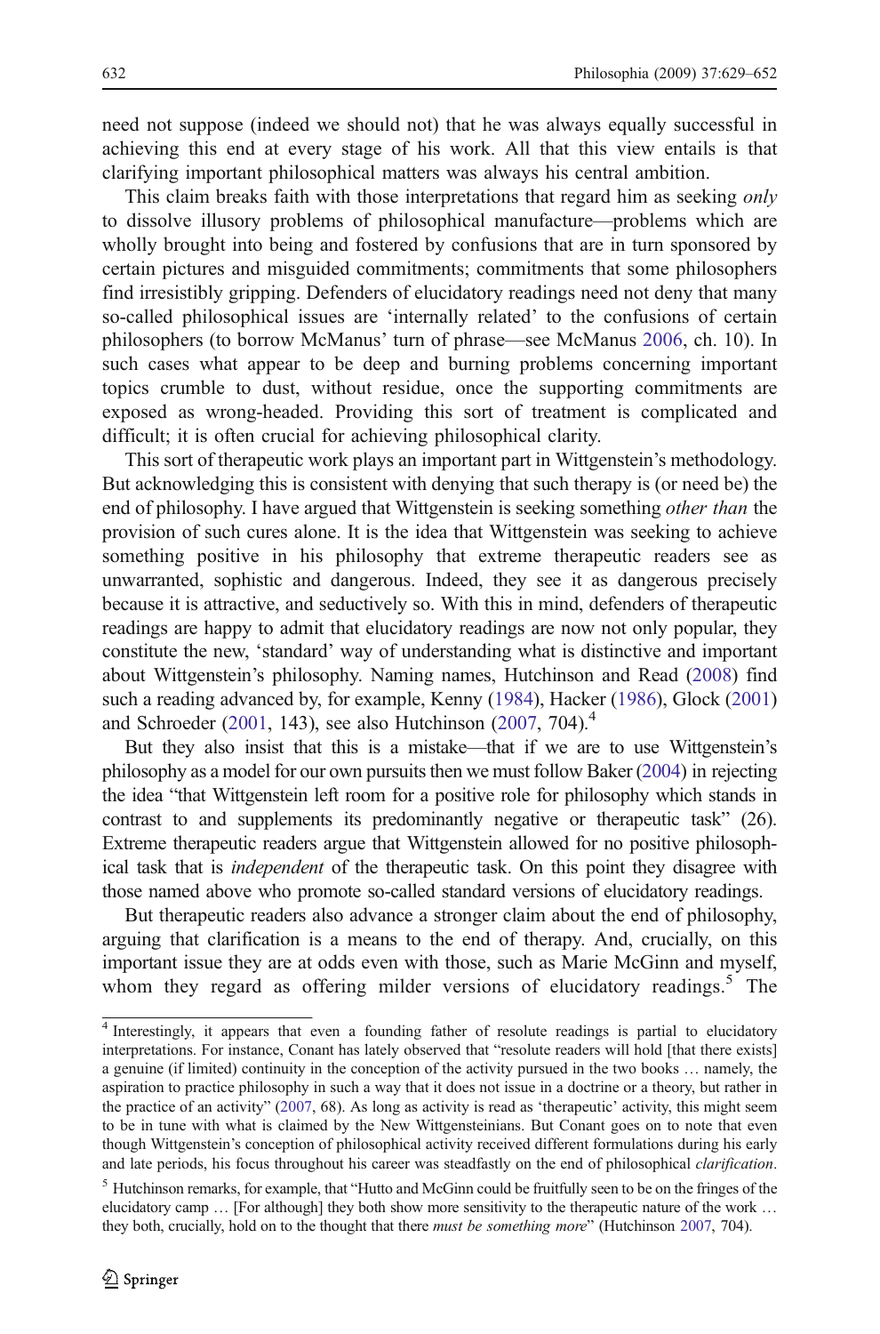need not suppose (indeed we should not) that he was always equally successful in achieving this end at every stage of his work. All that this view entails is that clarifying important philosophical matters was always his central ambition.

This claim breaks faith with those interpretations that regard him as seeking *only* to dissolve illusory problems of philosophical manufacture—problems which are wholly brought into being and fostered by confusions that are in turn sponsored by certain pictures and misguided commitments; commitments that some philosophers find irresistibly gripping. Defenders of elucidatory readings need not deny that many so-called philosophical issues are 'internally related' to the confusions of certain philosophers (to borrow McManus' turn of phrase—see McManus 2006, ch. 10). In such cases what appear to be deep and burning problems concerning important topics crumble to dust, without residue, once the supporting commitments are exposed as wrong-headed. Providing this sort of treatment is complicated and difficult; it is often crucial for achieving philosophical clarity.

This sort of therapeutic work plays an important part in Wittgenstein's methodology. But acknowledging this is consistent with denying that such therapy is (or need be) the end of philosophy. I have argued that Wittgenstein is seeking something *other than* the provision of such cures alone. It is the idea that Wittgenstein was seeking to achieve something positive in his philosophy that extreme therapeutic readers see as unwarranted, sophistic and dangerous. Indeed, they see it as dangerous precisely because it is attractive, and seductively so. With this in mind, defenders of therapeutic readings are happy to admit that elucidatory readings are now not only popular, they constitute the new, 'standard' way of understanding what is distinctive and important about Wittgenstein's philosophy. Naming names, Hutchinson and Read (2008) find such a reading advanced by, for example, Kenny (1984), Hacker (1986), Glock (2001) and Schroeder (2001, 143), see also Hutchinson (2007, 704).[4]

But they also insist that this is a mistake—that if we are to use Wittgenstein's philosophy as a model for our own pursuits then we must follow Baker (2004) in rejecting the idea "that Wittgenstein left room for a positive role for philosophy which stands in contrast to and supplements its predominantly negative or therapeutic task" (26). Extreme therapeutic readers argue that Wittgenstein allowed for no positive philosophical task that is *independent* of the therapeutic task. On this point they disagree with those named above who promote so-called standard versions of elucidatory readings.

But therapeutic readers also advance a stronger claim about the end of philosophy, arguing that clarification is a means to the end of therapy. And, crucially, on this important issue they are at odds even with those, such as Marie McGinn and myself, whom they regard as offering milder versions of elucidatory readings.[5] The

[4] Interestingly, it appears that even a founding father of resolute readings is partial to elucidatory interpretations. For instance, Conant has lately observed that "resolute readers will hold [that there exists] a genuine (if limited) continuity in the conception of the activity pursued in the two books … namely, the aspiration to practice philosophy in such a way that it does not issue in a doctrine or a theory, but rather in the practice of an activity" (2007, 68). As long as activity is read as 'therapeutic' activity, this might seem to be in tune with what is claimed by the New Wittgensteinians. But Conant goes on to note that even though Wittgenstein's conception of philosophical activity received different formulations during his early and late periods, his focus throughout his career was steadfastly on the end of philosophical *clarification*.

[5] Hutchinson remarks, for example, that "Hutto and McGinn could be fruitfully seen to be on the fringes of the elucidatory camp … [For although] they both show more sensitivity to the therapeutic nature of the work … they both, crucially, hold on to the thought that there *must be something more*" (Hutchinson 2007, 704).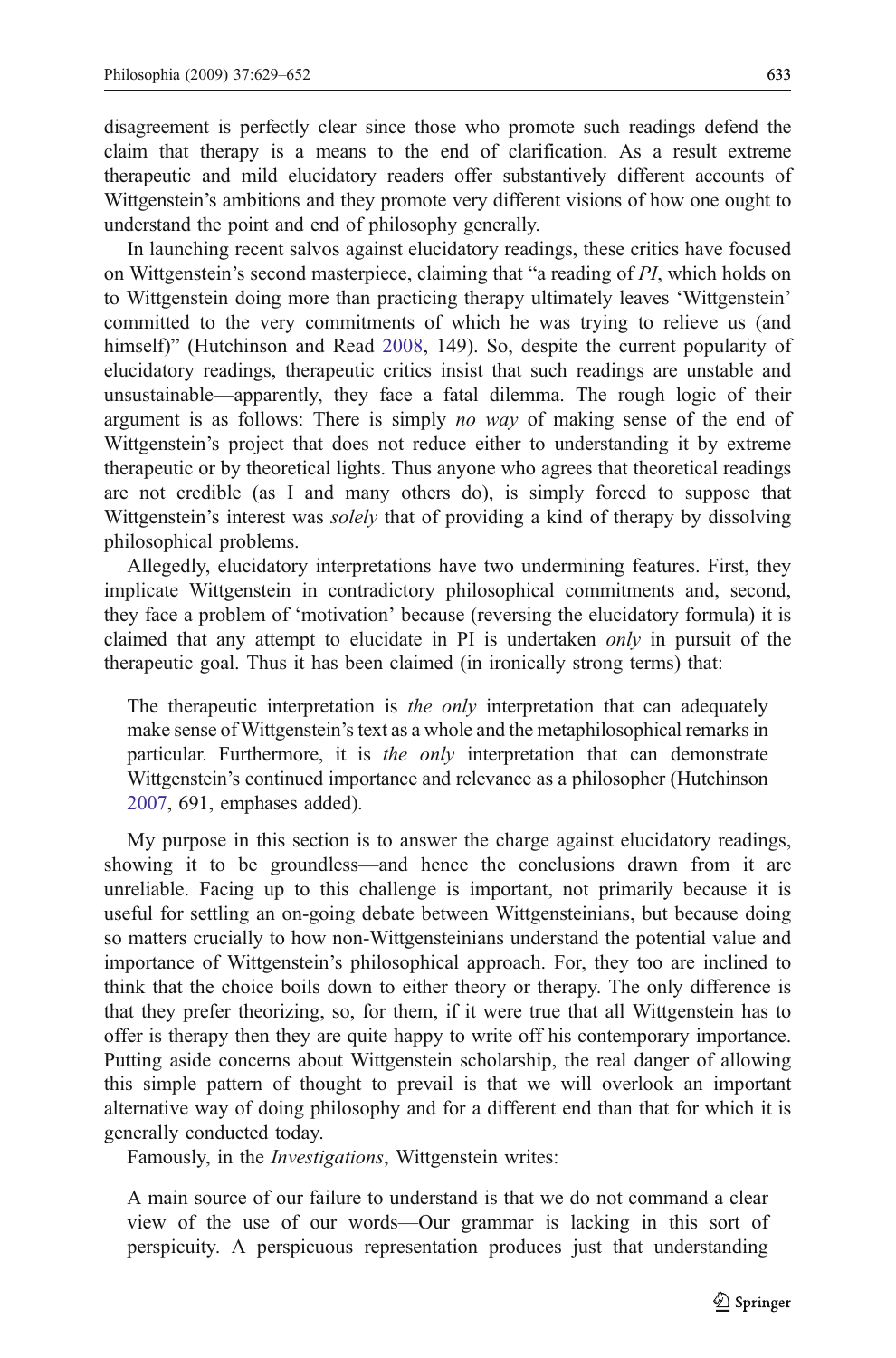disagreement is perfectly clear since those who promote such readings defend the claim that therapy is a means to the end of clarification. As a result extreme therapeutic and mild elucidatory readers offer substantively different accounts of Wittgenstein's ambitions and they promote very different visions of how one ought to understand the point and end of philosophy generally.

In launching recent salvos against elucidatory readings, these critics have focused on Wittgenstein's second masterpiece, claiming that "a reading of *PI*, which holds on to Wittgenstein doing more than practicing therapy ultimately leaves 'Wittgenstein' committed to the very commitments of which he was trying to relieve us (and himself)" (Hutchinson and Read 2008, 149). So, despite the current popularity of elucidatory readings, therapeutic critics insist that such readings are unstable and unsustainable—apparently, they face a fatal dilemma. The rough logic of their argument is as follows: There is simply *no way* of making sense of the end of Wittgenstein's project that does not reduce either to understanding it by extreme therapeutic or by theoretical lights. Thus anyone who agrees that theoretical readings are not credible (as I and many others do), is simply forced to suppose that Wittgenstein's interest was *solely* that of providing a kind of therapy by dissolving philosophical problems.

Allegedly, elucidatory interpretations have two undermining features. First, they implicate Wittgenstein in contradictory philosophical commitments and, second, they face a problem of 'motivation' because (reversing the elucidatory formula) it is claimed that any attempt to elucidate in PI is undertaken *only* in pursuit of the therapeutic goal. Thus it has been claimed (in ironically strong terms) that:

> The therapeutic interpretation is *the only* interpretation that can adequately make sense of Wittgenstein's text as a whole and the metaphilosophical remarks in particular. Furthermore, it is *the only* interpretation that can demonstrate Wittgenstein's continued importance and relevance as a philosopher (Hutchinson 2007, 691, emphases added).

My purpose in this section is to answer the charge against elucidatory readings, showing it to be groundless—and hence the conclusions drawn from it are unreliable. Facing up to this challenge is important, not primarily because it is useful for settling an on-going debate between Wittgensteinians, but because doing so matters crucially to how non-Wittgensteinians understand the potential value and importance of Wittgenstein's philosophical approach. For, they too are inclined to think that the choice boils down to either theory or therapy. The only difference is that they prefer theorizing, so, for them, if it were true that all Wittgenstein has to offer is therapy then they are quite happy to write off his contemporary importance. Putting aside concerns about Wittgenstein scholarship, the real danger of allowing this simple pattern of thought to prevail is that we will overlook an important alternative way of doing philosophy and for a different end than that for which it is generally conducted today.

Famously, in the *Investigations*, Wittgenstein writes:

> A main source of our failure to understand is that we do not command a clear view of the use of our words—Our grammar is lacking in this sort of perspicuity. A perspicuous representation produces just that understanding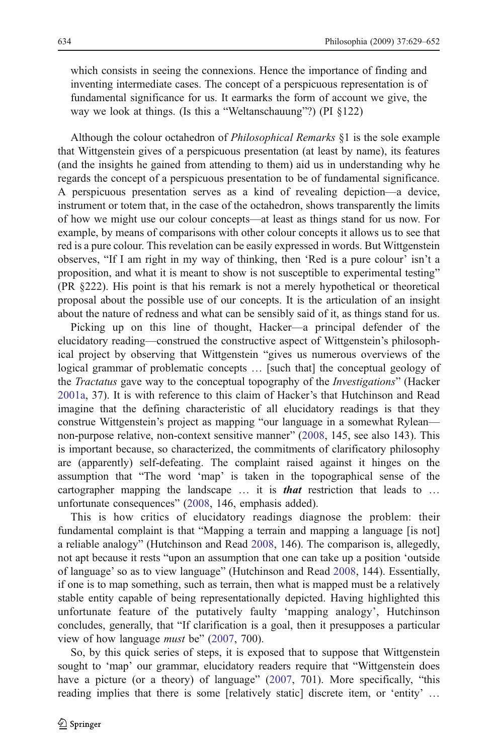which consists in seeing the connexions. Hence the importance of finding and inventing intermediate cases. The concept of a perspicuous representation is of fundamental significance for us. It earmarks the form of account we give, the way we look at things. (Is this a "Weltanschauung"?) (PI §122)

Although the colour octahedron of *Philosophical Remarks* §1 is the sole example that Wittgenstein gives of a perspicuous presentation (at least by name), its features (and the insights he gained from attending to them) aid us in understanding why he regards the concept of a perspicuous presentation to be of fundamental significance. A perspicuous presentation serves as a kind of revealing depiction—a device, instrument or totem that, in the case of the octahedron, shows transparently the limits of how we might use our colour concepts—at least as things stand for us now. For example, by means of comparisons with other colour concepts it allows us to see that red is a pure colour. This revelation can be easily expressed in words. But Wittgenstein observes, "If I am right in my way of thinking, then 'Red is a pure colour' isn't a proposition, and what it is meant to show is not susceptible to experimental testing" (PR §222). His point is that his remark is not a merely hypothetical or theoretical proposal about the possible use of our concepts. It is the articulation of an insight about the nature of redness and what can be sensibly said of it, as things stand for us.

Picking up on this line of thought, Hacker—a principal defender of the elucidatory reading—construed the constructive aspect of Wittgenstein's philosophical project by observing that Wittgenstein "gives us numerous overviews of the logical grammar of problematic concepts … [such that] the conceptual geology of the *Tractatus* gave way to the conceptual topography of the *Investigations*" (Hacker 2001a, 37). It is with reference to this claim of Hacker's that Hutchinson and Read imagine that the defining characteristic of all elucidatory readings is that they construe Wittgenstein's project as mapping "our language in a somewhat Rylean—non-purpose relative, non-context sensitive manner" (2008, 145, see also 143). This is important because, so characterized, the commitments of clarificatory philosophy are (apparently) self-defeating. The complaint raised against it hinges on the assumption that "The word 'map' is taken in the topographical sense of the cartographer mapping the landscape … it is ***that*** restriction that leads to … unfortunate consequences" (2008, 146, emphasis added).

This is how critics of elucidatory readings diagnose the problem: their fundamental complaint is that "Mapping a terrain and mapping a language [is not] a reliable analogy" (Hutchinson and Read 2008, 146). The comparison is, allegedly, not apt because it rests "upon an assumption that one can take up a position 'outside of language' so as to view language" (Hutchinson and Read 2008, 144). Essentially, if one is to map something, such as terrain, then what is mapped must be a relatively stable entity capable of being representationally depicted. Having highlighted this unfortunate feature of the putatively faulty 'mapping analogy', Hutchinson concludes, generally, that "If clarification is a goal, then it presupposes a particular view of how language *must* be" (2007, 700).

So, by this quick series of steps, it is exposed that to suppose that Wittgenstein sought to 'map' our grammar, elucidatory readers require that "Wittgenstein does have a picture (or a theory) of language" (2007, 701). More specifically, "this reading implies that there is some [relatively static] discrete item, or 'entity' …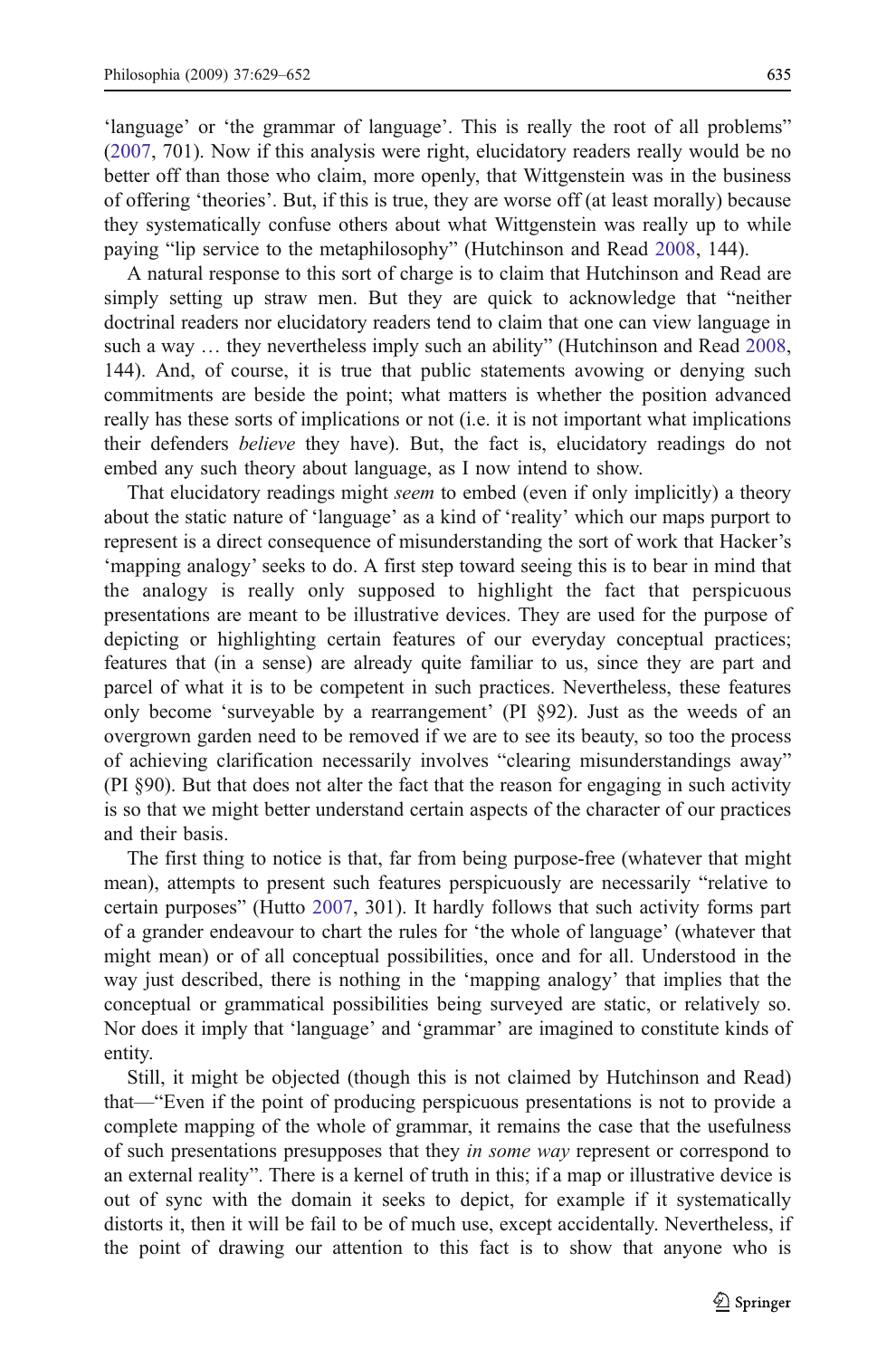'language' or 'the grammar of language'. This is really the root of all problems" (2007, 701). Now if this analysis were right, elucidatory readers really would be no better off than those who claim, more openly, that Wittgenstein was in the business of offering 'theories'. But, if this is true, they are worse off (at least morally) because they systematically confuse others about what Wittgenstein was really up to while paying "lip service to the metaphilosophy" (Hutchinson and Read 2008, 144).

A natural response to this sort of charge is to claim that Hutchinson and Read are simply setting up straw men. But they are quick to acknowledge that "neither doctrinal readers nor elucidatory readers tend to claim that one can view language in such a way … they nevertheless imply such an ability" (Hutchinson and Read 2008, 144). And, of course, it is true that public statements avowing or denying such commitments are beside the point; what matters is whether the position advanced really has these sorts of implications or not (i.e. it is not important what implications their defenders *believe* they have). But, the fact is, elucidatory readings do not embed any such theory about language, as I now intend to show.

That elucidatory readings might *seem* to embed (even if only implicitly) a theory about the static nature of 'language' as a kind of 'reality' which our maps purport to represent is a direct consequence of misunderstanding the sort of work that Hacker's 'mapping analogy' seeks to do. A first step toward seeing this is to bear in mind that the analogy is really only supposed to highlight the fact that perspicuous presentations are meant to be illustrative devices. They are used for the purpose of depicting or highlighting certain features of our everyday conceptual practices; features that (in a sense) are already quite familiar to us, since they are part and parcel of what it is to be competent in such practices. Nevertheless, these features only become 'surveyable by a rearrangement' (PI §92). Just as the weeds of an overgrown garden need to be removed if we are to see its beauty, so too the process of achieving clarification necessarily involves "clearing misunderstandings away" (PI §90). But that does not alter the fact that the reason for engaging in such activity is so that we might better understand certain aspects of the character of our practices and their basis.

The first thing to notice is that, far from being purpose-free (whatever that might mean), attempts to present such features perspicuously are necessarily "relative to certain purposes" (Hutto 2007, 301). It hardly follows that such activity forms part of a grander endeavour to chart the rules for 'the whole of language' (whatever that might mean) or of all conceptual possibilities, once and for all. Understood in the way just described, there is nothing in the 'mapping analogy' that implies that the conceptual or grammatical possibilities being surveyed are static, or relatively so. Nor does it imply that 'language' and 'grammar' are imagined to constitute kinds of entity.

Still, it might be objected (though this is not claimed by Hutchinson and Read) that—"Even if the point of producing perspicuous presentations is not to provide a complete mapping of the whole of grammar, it remains the case that the usefulness of such presentations presupposes that they *in some way* represent or correspond to an external reality". There is a kernel of truth in this; if a map or illustrative device is out of sync with the domain it seeks to depict, for example if it systematically distorts it, then it will be fail to be of much use, except accidentally. Nevertheless, if the point of drawing our attention to this fact is to show that anyone who is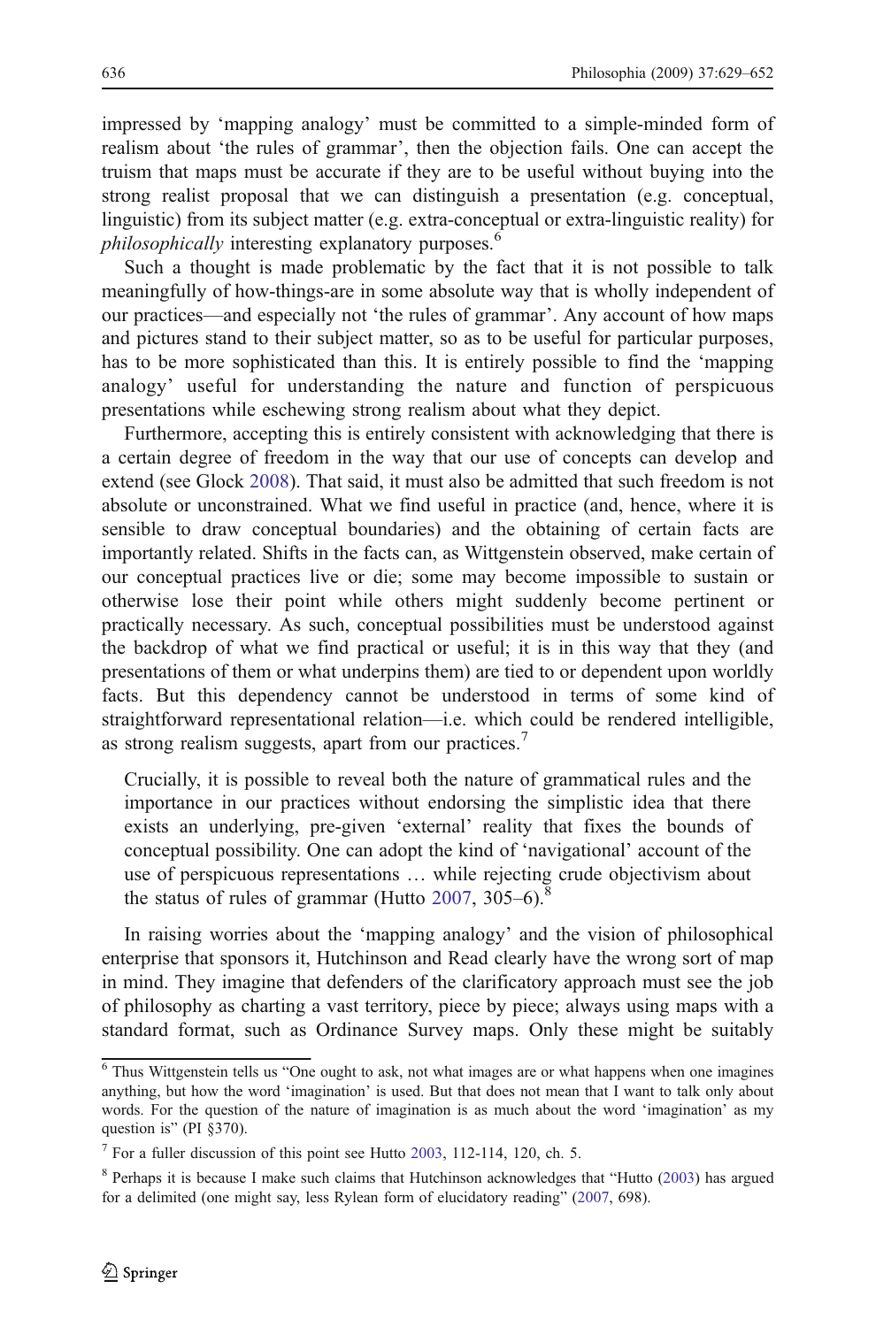impressed by 'mapping analogy' must be committed to a simple-minded form of realism about 'the rules of grammar', then the objection fails. One can accept the truism that maps must be accurate if they are to be useful without buying into the strong realist proposal that we can distinguish a presentation (e.g. conceptual, linguistic) from its subject matter (e.g. extra-conceptual or extra-linguistic reality) for *philosophically* interesting explanatory purposes.[6]

Such a thought is made problematic by the fact that it is not possible to talk meaningfully of how-things-are in some absolute way that is wholly independent of our practices—and especially not 'the rules of grammar'. Any account of how maps and pictures stand to their subject matter, so as to be useful for particular purposes, has to be more sophisticated than this. It is entirely possible to find the 'mapping analogy' useful for understanding the nature and function of perspicuous presentations while eschewing strong realism about what they depict.

Furthermore, accepting this is entirely consistent with acknowledging that there is a certain degree of freedom in the way that our use of concepts can develop and extend (see Glock 2008). That said, it must also be admitted that such freedom is not absolute or unconstrained. What we find useful in practice (and, hence, where it is sensible to draw conceptual boundaries) and the obtaining of certain facts are importantly related. Shifts in the facts can, as Wittgenstein observed, make certain of our conceptual practices live or die; some may become impossible to sustain or otherwise lose their point while others might suddenly become pertinent or practically necessary. As such, conceptual possibilities must be understood against the backdrop of what we find practical or useful; it is in this way that they (and presentations of them or what underpins them) are tied to or dependent upon worldly facts. But this dependency cannot be understood in terms of some kind of straightforward representational relation—i.e. which could be rendered intelligible, as strong realism suggests, apart from our practices.[7]

> Crucially, it is possible to reveal both the nature of grammatical rules and the importance in our practices without endorsing the simplistic idea that there exists an underlying, pre-given 'external' reality that fixes the bounds of conceptual possibility. One can adopt the kind of 'navigational' account of the use of perspicuous representations … while rejecting crude objectivism about the status of rules of grammar (Hutto 2007, 305–6).[8]

In raising worries about the 'mapping analogy' and the vision of philosophical enterprise that sponsors it, Hutchinson and Read clearly have the wrong sort of map in mind. They imagine that defenders of the clarificatory approach must see the job of philosophy as charting a vast territory, piece by piece; always using maps with a standard format, such as Ordinance Survey maps. Only these might be suitably

---

[6] Thus Wittgenstein tells us "One ought to ask, not what images are or what happens when one imagines anything, but how the word 'imagination' is used. But that does not mean that I want to talk only about words. For the question of the nature of imagination is as much about the word 'imagination' as my question is" (PI §370).

[7] For a fuller discussion of this point see Hutto 2003, 112-114, 120, ch. 5.

[8] Perhaps it is because I make such claims that Hutchinson acknowledges that "Hutto (2003) has argued for a delimited (one might say, less Rylean form of elucidatory reading" (2007, 698).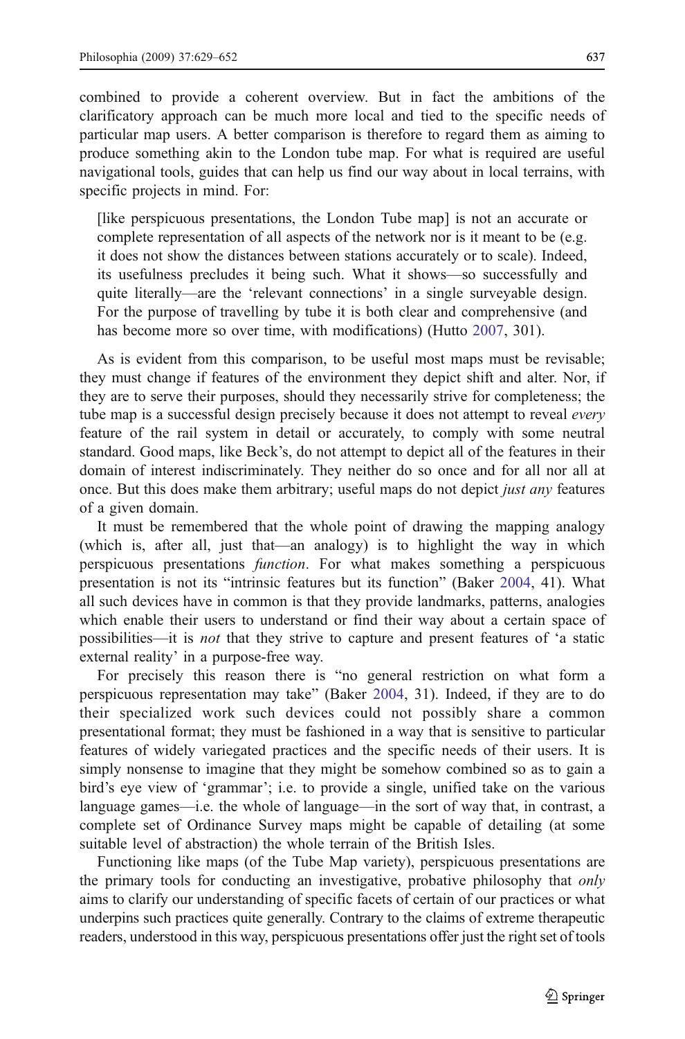combined to provide a coherent overview. But in fact the ambitions of the clarificatory approach can be much more local and tied to the specific needs of particular map users. A better comparison is therefore to regard them as aiming to produce something akin to the London tube map. For what is required are useful navigational tools, guides that can help us find our way about in local terrains, with specific projects in mind. For:

> [like perspicuous presentations, the London Tube map] is not an accurate or complete representation of all aspects of the network nor is it meant to be (e.g. it does not show the distances between stations accurately or to scale). Indeed, its usefulness precludes it being such. What it shows—so successfully and quite literally—are the 'relevant connections' in a single surveyable design. For the purpose of travelling by tube it is both clear and comprehensive (and has become more so over time, with modifications) (Hutto 2007, 301).

As is evident from this comparison, to be useful most maps must be revisable; they must change if features of the environment they depict shift and alter. Nor, if they are to serve their purposes, should they necessarily strive for completeness; the tube map is a successful design precisely because it does not attempt to reveal *every* feature of the rail system in detail or accurately, to comply with some neutral standard. Good maps, like Beck's, do not attempt to depict all of the features in their domain of interest indiscriminately. They neither do so once and for all nor all at once. But this does make them arbitrary; useful maps do not depict *just any* features of a given domain.

It must be remembered that the whole point of drawing the mapping analogy (which is, after all, just that—an analogy) is to highlight the way in which perspicuous presentations *function*. For what makes something a perspicuous presentation is not its "intrinsic features but its function" (Baker 2004, 41). What all such devices have in common is that they provide landmarks, patterns, analogies which enable their users to understand or find their way about a certain space of possibilities—it is *not* that they strive to capture and present features of 'a static external reality' in a purpose-free way.

For precisely this reason there is "no general restriction on what form a perspicuous representation may take" (Baker 2004, 31). Indeed, if they are to do their specialized work such devices could not possibly share a common presentational format; they must be fashioned in a way that is sensitive to particular features of widely variegated practices and the specific needs of their users. It is simply nonsense to imagine that they might be somehow combined so as to gain a bird's eye view of 'grammar'; i.e. to provide a single, unified take on the various language games—i.e. the whole of language—in the sort of way that, in contrast, a complete set of Ordinance Survey maps might be capable of detailing (at some suitable level of abstraction) the whole terrain of the British Isles.

Functioning like maps (of the Tube Map variety), perspicuous presentations are the primary tools for conducting an investigative, probative philosophy that *only* aims to clarify our understanding of specific facets of certain of our practices or what underpins such practices quite generally. Contrary to the claims of extreme therapeutic readers, understood in this way, perspicuous presentations offer just the right set of tools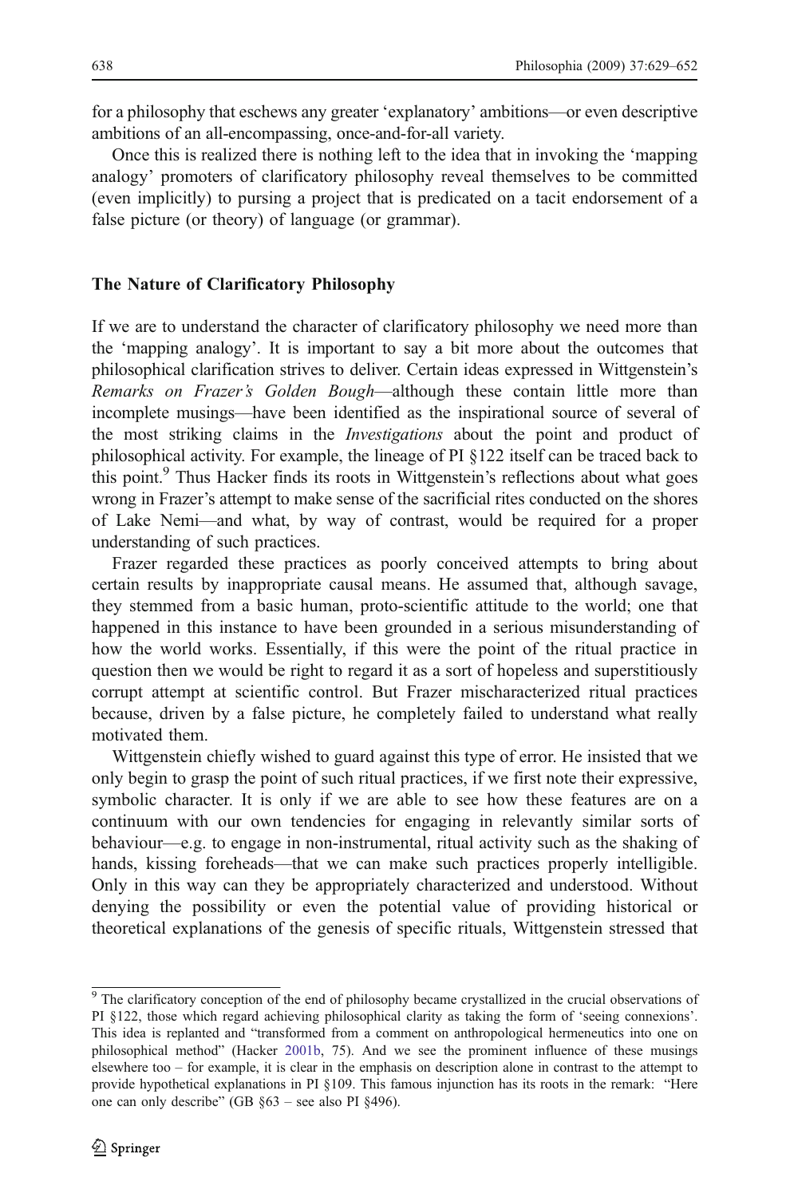for a philosophy that eschews any greater 'explanatory' ambitions—or even descriptive ambitions of an all-encompassing, once-and-for-all variety.

Once this is realized there is nothing left to the idea that in invoking the 'mapping analogy' promoters of clarificatory philosophy reveal themselves to be committed (even implicitly) to pursing a project that is predicated on a tacit endorsement of a false picture (or theory) of language (or grammar).

## The Nature of Clarificatory Philosophy

If we are to understand the character of clarificatory philosophy we need more than the 'mapping analogy'. It is important to say a bit more about the outcomes that philosophical clarification strives to deliver. Certain ideas expressed in Wittgenstein's *Remarks on Frazer's Golden Bough*—although these contain little more than incomplete musings—have been identified as the inspirational source of several of the most striking claims in the *Investigations* about the point and product of philosophical activity. For example, the lineage of PI §122 itself can be traced back to this point.[9] Thus Hacker finds its roots in Wittgenstein's reflections about what goes wrong in Frazer's attempt to make sense of the sacrificial rites conducted on the shores of Lake Nemi—and what, by way of contrast, would be required for a proper understanding of such practices.

Frazer regarded these practices as poorly conceived attempts to bring about certain results by inappropriate causal means. He assumed that, although savage, they stemmed from a basic human, proto-scientific attitude to the world; one that happened in this instance to have been grounded in a serious misunderstanding of how the world works. Essentially, if this were the point of the ritual practice in question then we would be right to regard it as a sort of hopeless and superstitiously corrupt attempt at scientific control. But Frazer mischaracterized ritual practices because, driven by a false picture, he completely failed to understand what really motivated them.

Wittgenstein chiefly wished to guard against this type of error. He insisted that we only begin to grasp the point of such ritual practices, if we first note their expressive, symbolic character. It is only if we are able to see how these features are on a continuum with our own tendencies for engaging in relevantly similar sorts of behaviour—e.g. to engage in non-instrumental, ritual activity such as the shaking of hands, kissing foreheads—that we can make such practices properly intelligible. Only in this way can they be appropriately characterized and understood. Without denying the possibility or even the potential value of providing historical or theoretical explanations of the genesis of specific rituals, Wittgenstein stressed that

[9] The clarificatory conception of the end of philosophy became crystallized in the crucial observations of PI §122, those which regard achieving philosophical clarity as taking the form of 'seeing connexions'. This idea is replanted and "transformed from a comment on anthropological hermeneutics into one on philosophical method" (Hacker 2001b, 75). And we see the prominent influence of these musings elsewhere too – for example, it is clear in the emphasis on description alone in contrast to the attempt to provide hypothetical explanations in PI §109. This famous injunction has its roots in the remark: "Here one can only describe" (GB §63 – see also PI §496).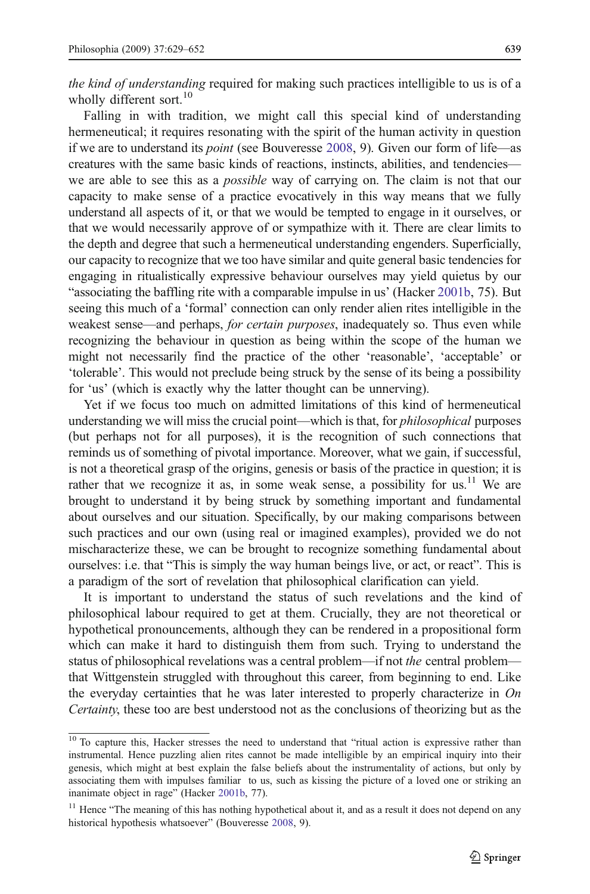*the kind of understanding* required for making such practices intelligible to us is of a wholly different sort.[10]

Falling in with tradition, we might call this special kind of understanding hermeneutical; it requires resonating with the spirit of the human activity in question if we are to understand its *point* (see Bouveresse 2008, 9). Given our form of life—as creatures with the same basic kinds of reactions, instincts, abilities, and tendencies—we are able to see this as a *possible* way of carrying on. The claim is not that our capacity to make sense of a practice evocatively in this way means that we fully understand all aspects of it, or that we would be tempted to engage in it ourselves, or that we would necessarily approve of or sympathize with it. There are clear limits to the depth and degree that such a hermeneutical understanding engenders. Superficially, our capacity to recognize that we too have similar and quite general basic tendencies for engaging in ritualistically expressive behaviour ourselves may yield quietus by our "associating the baffling rite with a comparable impulse in us' (Hacker 2001b, 75). But seeing this much of a 'formal' connection can only render alien rites intelligible in the weakest sense—and perhaps, *for certain purposes*, inadequately so. Thus even while recognizing the behaviour in question as being within the scope of the human we might not necessarily find the practice of the other 'reasonable', 'acceptable' or 'tolerable'. This would not preclude being struck by the sense of its being a possibility for 'us' (which is exactly why the latter thought can be unnerving).

Yet if we focus too much on admitted limitations of this kind of hermeneutical understanding we will miss the crucial point—which is that, for *philosophical* purposes (but perhaps not for all purposes), it is the recognition of such connections that reminds us of something of pivotal importance. Moreover, what we gain, if successful, is not a theoretical grasp of the origins, genesis or basis of the practice in question; it is rather that we recognize it as, in some weak sense, a possibility for us.[11] We are brought to understand it by being struck by something important and fundamental about ourselves and our situation. Specifically, by our making comparisons between such practices and our own (using real or imagined examples), provided we do not mischaracterize these, we can be brought to recognize something fundamental about ourselves: i.e. that "This is simply the way human beings live, or act, or react". This is a paradigm of the sort of revelation that philosophical clarification can yield.

It is important to understand the status of such revelations and the kind of philosophical labour required to get at them. Crucially, they are not theoretical or hypothetical pronouncements, although they can be rendered in a propositional form which can make it hard to distinguish them from such. Trying to understand the status of philosophical revelations was a central problem—if not *the* central problem—that Wittgenstein struggled with throughout this career, from beginning to end. Like the everyday certainties that he was later interested to properly characterize in *On Certainty*, these too are best understood not as the conclusions of theorizing but as the

---

[10] To capture this, Hacker stresses the need to understand that "ritual action is expressive rather than instrumental. Hence puzzling alien rites cannot be made intelligible by an empirical inquiry into their genesis, which might at best explain the false beliefs about the instrumentality of actions, but only by associating them with impulses familiar to us, such as kissing the picture of a loved one or striking an inanimate object in rage" (Hacker 2001b, 77).

[11] Hence "The meaning of this has nothing hypothetical about it, and as a result it does not depend on any historical hypothesis whatsoever" (Bouveresse 2008, 9).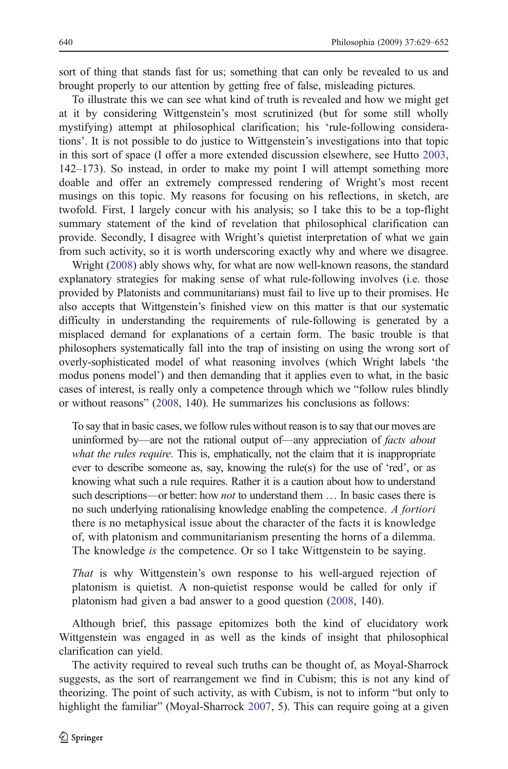sort of thing that stands fast for us; something that can only be revealed to us and brought properly to our attention by getting free of false, misleading pictures.

To illustrate this we can see what kind of truth is revealed and how we might get at it by considering Wittgenstein's most scrutinized (but for some still wholly mystifying) attempt at philosophical clarification; his 'rule-following considerations'. It is not possible to do justice to Wittgenstein's investigations into that topic in this sort of space (I offer a more extended discussion elsewhere, see Hutto 2003, 142–173). So instead, in order to make my point I will attempt something more doable and offer an extremely compressed rendering of Wright's most recent musings on this topic. My reasons for focusing on his reflections, in sketch, are twofold. First, I largely concur with his analysis; so I take this to be a top-flight summary statement of the kind of revelation that philosophical clarification can provide. Secondly, I disagree with Wright's quietist interpretation of what we gain from such activity, so it is worth underscoring exactly why and where we disagree.

Wright (2008) ably shows why, for what are now well-known reasons, the standard explanatory strategies for making sense of what rule-following involves (i.e. those provided by Platonists and communitarians) must fail to live up to their promises. He also accepts that Wittgenstein's finished view on this matter is that our systematic difficulty in understanding the requirements of rule-following is generated by a misplaced demand for explanations of a certain form. The basic trouble is that philosophers systematically fall into the trap of insisting on using the wrong sort of overly-sophisticated model of what reasoning involves (which Wright labels 'the modus ponens model') and then demanding that it applies even to what, in the basic cases of interest, is really only a competence through which we "follow rules blindly or without reasons" (2008, 140). He summarizes his conclusions as follows:

> To say that in basic cases, we follow rules without reason is to say that our moves are uninformed by—are not the rational output of—any appreciation of *facts about what the rules require*. This is, emphatically, not the claim that it is inappropriate ever to describe someone as, say, knowing the rule(s) for the use of 'red', or as knowing what such a rule requires. Rather it is a caution about how to understand such descriptions—or better: how *not* to understand them … In basic cases there is no such underlying rationalising knowledge enabling the competence. *A fortiori* there is no metaphysical issue about the character of the facts it is knowledge of, with platonism and communitarianism presenting the horns of a dilemma. The knowledge *is* the competence. Or so I take Wittgenstein to be saying.
>
> *That* is why Wittgenstein's own response to his well-argued rejection of platonism is quietist. A non-quietist response would be called for only if platonism had given a bad answer to a good question (2008, 140).

Although brief, this passage epitomizes both the kind of elucidatory work Wittgenstein was engaged in as well as the kinds of insight that philosophical clarification can yield.

The activity required to reveal such truths can be thought of, as Moyal-Sharrock suggests, as the sort of rearrangement we find in Cubism; this is not any kind of theorizing. The point of such activity, as with Cubism, is not to inform "but only to highlight the familiar" (Moyal-Sharrock 2007, 5). This can require going at a given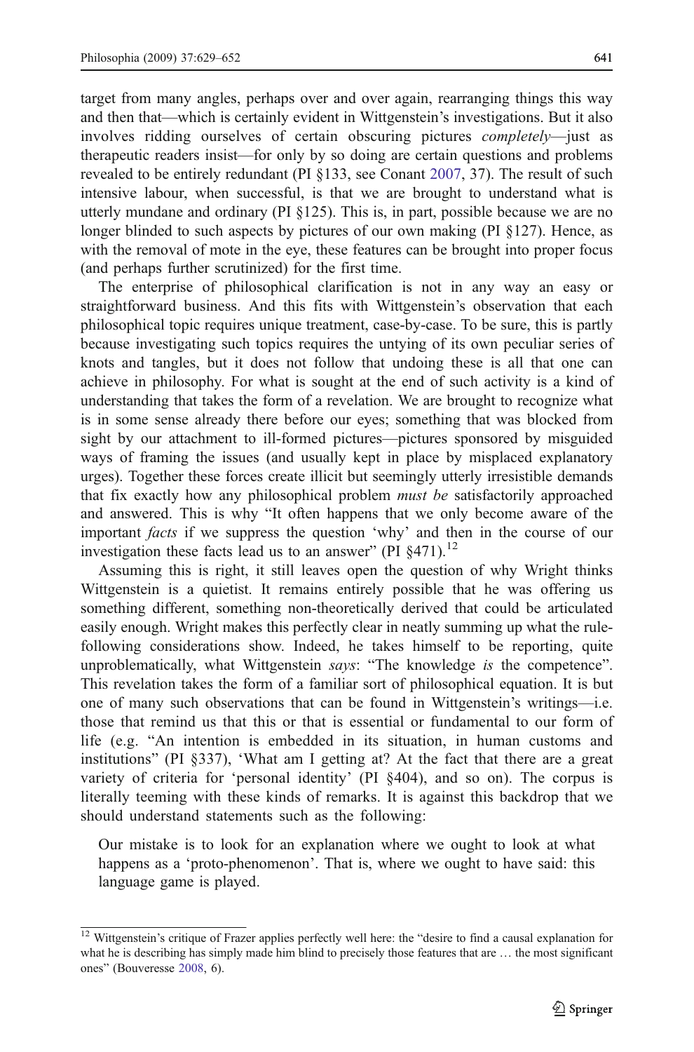target from many angles, perhaps over and over again, rearranging things this way and then that—which is certainly evident in Wittgenstein's investigations. But it also involves ridding ourselves of certain obscuring pictures *completely*—just as therapeutic readers insist—for only by so doing are certain questions and problems revealed to be entirely redundant (PI §133, see Conant 2007, 37). The result of such intensive labour, when successful, is that we are brought to understand what is utterly mundane and ordinary (PI §125). This is, in part, possible because we are no longer blinded to such aspects by pictures of our own making (PI §127). Hence, as with the removal of mote in the eye, these features can be brought into proper focus (and perhaps further scrutinized) for the first time.

The enterprise of philosophical clarification is not in any way an easy or straightforward business. And this fits with Wittgenstein's observation that each philosophical topic requires unique treatment, case-by-case. To be sure, this is partly because investigating such topics requires the untying of its own peculiar series of knots and tangles, but it does not follow that undoing these is all that one can achieve in philosophy. For what is sought at the end of such activity is a kind of understanding that takes the form of a revelation. We are brought to recognize what is in some sense already there before our eyes; something that was blocked from sight by our attachment to ill-formed pictures—pictures sponsored by misguided ways of framing the issues (and usually kept in place by misplaced explanatory urges). Together these forces create illicit but seemingly utterly irresistible demands that fix exactly how any philosophical problem *must be* satisfactorily approached and answered. This is why "It often happens that we only become aware of the important *facts* if we suppress the question 'why' and then in the course of our investigation these facts lead us to an answer" (PI §471).[12]

Assuming this is right, it still leaves open the question of why Wright thinks Wittgenstein is a quietist. It remains entirely possible that he was offering us something different, something non-theoretically derived that could be articulated easily enough. Wright makes this perfectly clear in neatly summing up what the rule-following considerations show. Indeed, he takes himself to be reporting, quite unproblematically, what Wittgenstein *says*: "The knowledge *is* the competence". This revelation takes the form of a familiar sort of philosophical equation. It is but one of many such observations that can be found in Wittgenstein's writings—i.e. those that remind us that this or that is essential or fundamental to our form of life (e.g. "An intention is embedded in its situation, in human customs and institutions" (PI §337), 'What am I getting at? At the fact that there are a great variety of criteria for 'personal identity' (PI §404), and so on). The corpus is literally teeming with these kinds of remarks. It is against this backdrop that we should understand statements such as the following:

> Our mistake is to look for an explanation where we ought to look at what happens as a 'proto-phenomenon'. That is, where we ought to have said: this language game is played.

---

[12] Wittgenstein's critique of Frazer applies perfectly well here: the "desire to find a causal explanation for what he is describing has simply made him blind to precisely those features that are … the most significant ones" (Bouveresse 2008, 6).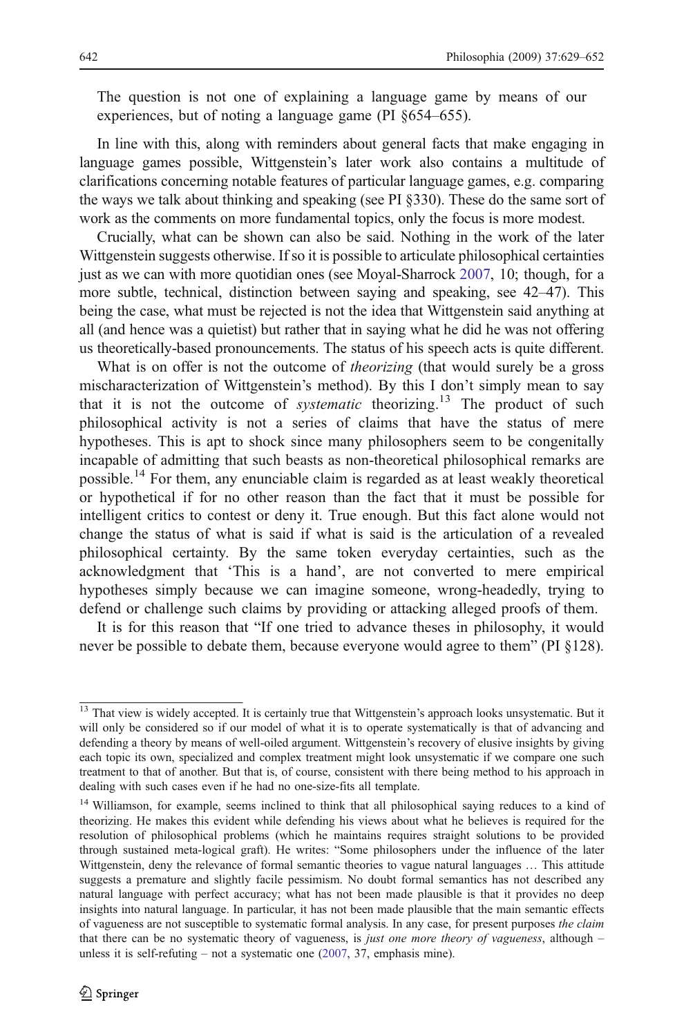The question is not one of explaining a language game by means of our experiences, but of noting a language game (PI §654–655).

In line with this, along with reminders about general facts that make engaging in language games possible, Wittgenstein's later work also contains a multitude of clarifications concerning notable features of particular language games, e.g. comparing the ways we talk about thinking and speaking (see PI §330). These do the same sort of work as the comments on more fundamental topics, only the focus is more modest.

Crucially, what can be shown can also be said. Nothing in the work of the later Wittgenstein suggests otherwise. If so it is possible to articulate philosophical certainties just as we can with more quotidian ones (see Moyal-Sharrock 2007, 10; though, for a more subtle, technical, distinction between saying and speaking, see 42–47). This being the case, what must be rejected is not the idea that Wittgenstein said anything at all (and hence was a quietist) but rather that in saying what he did he was not offering us theoretically-based pronouncements. The status of his speech acts is quite different.

What is on offer is not the outcome of *theorizing* (that would surely be a gross mischaracterization of Wittgenstein's method). By this I don't simply mean to say that it is not the outcome of *systematic* theorizing.[13] The product of such philosophical activity is not a series of claims that have the status of mere hypotheses. This is apt to shock since many philosophers seem to be congenitally incapable of admitting that such beasts as non-theoretical philosophical remarks are possible.[14] For them, any enunciable claim is regarded as at least weakly theoretical or hypothetical if for no other reason than the fact that it must be possible for intelligent critics to contest or deny it. True enough. But this fact alone would not change the status of what is said if what is said is the articulation of a revealed philosophical certainty. By the same token everyday certainties, such as the acknowledgment that 'This is a hand', are not converted to mere empirical hypotheses simply because we can imagine someone, wrong-headedly, trying to defend or challenge such claims by providing or attacking alleged proofs of them.

It is for this reason that "If one tried to advance theses in philosophy, it would never be possible to debate them, because everyone would agree to them" (PI §128).

---

[13] That view is widely accepted. It is certainly true that Wittgenstein's approach looks unsystematic. But it will only be considered so if our model of what it is to operate systematically is that of advancing and defending a theory by means of well-oiled argument. Wittgenstein's recovery of elusive insights by giving each topic its own, specialized and complex treatment might look unsystematic if we compare one such treatment to that of another. But that is, of course, consistent with there being method to his approach in dealing with such cases even if he had no one-size-fits all template.

[14] Williamson, for example, seems inclined to think that all philosophical saying reduces to a kind of theorizing. He makes this evident while defending his views about what he believes is required for the resolution of philosophical problems (which he maintains requires straight solutions to be provided through sustained meta-logical graft). He writes: "Some philosophers under the influence of the later Wittgenstein, deny the relevance of formal semantic theories to vague natural languages … This attitude suggests a premature and slightly facile pessimism. No doubt formal semantics has not described any natural language with perfect accuracy; what has not been made plausible is that it provides no deep insights into natural language. In particular, it has not been made plausible that the main semantic effects of vagueness are not susceptible to systematic formal analysis. In any case, for present purposes *the claim* that there can be no systematic theory of vagueness, is *just one more theory of vagueness*, although – unless it is self-refuting – not a systematic one (2007, 37, emphasis mine).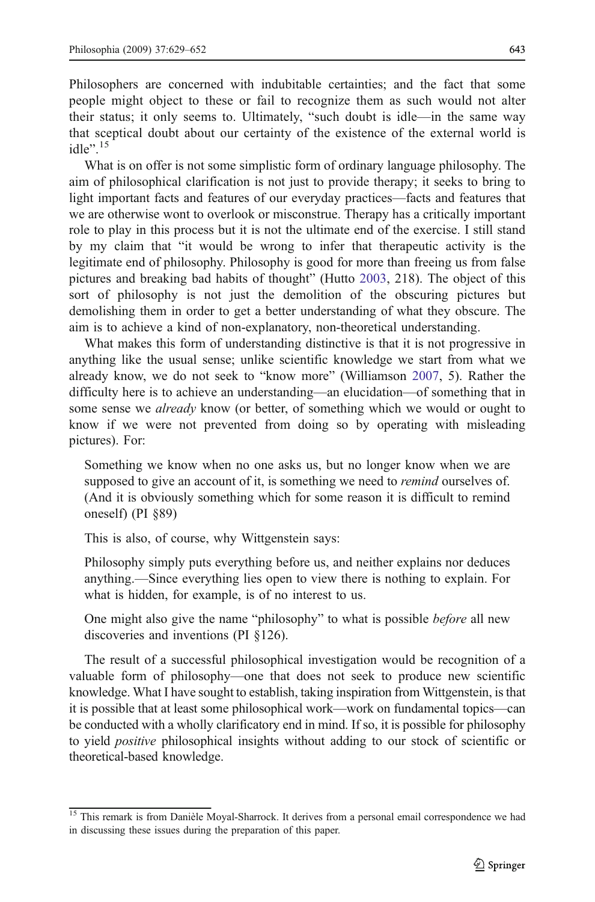Philosophers are concerned with indubitable certainties; and the fact that some people might object to these or fail to recognize them as such would not alter their status; it only seems to. Ultimately, "such doubt is idle—in the same way that sceptical doubt about our certainty of the existence of the external world is idle".[15]

What is on offer is not some simplistic form of ordinary language philosophy. The aim of philosophical clarification is not just to provide therapy; it seeks to bring to light important facts and features of our everyday practices—facts and features that we are otherwise wont to overlook or misconstrue. Therapy has a critically important role to play in this process but it is not the ultimate end of the exercise. I still stand by my claim that "it would be wrong to infer that therapeutic activity is the legitimate end of philosophy. Philosophy is good for more than freeing us from false pictures and breaking bad habits of thought" (Hutto 2003, 218). The object of this sort of philosophy is not just the demolition of the obscuring pictures but demolishing them in order to get a better understanding of what they obscure. The aim is to achieve a kind of non-explanatory, non-theoretical understanding.

What makes this form of understanding distinctive is that it is not progressive in anything like the usual sense; unlike scientific knowledge we start from what we already know, we do not seek to "know more" (Williamson 2007, 5). Rather the difficulty here is to achieve an understanding—an elucidation—of something that in some sense we *already* know (or better, of something which we would or ought to know if we were not prevented from doing so by operating with misleading pictures). For:

> Something we know when no one asks us, but no longer know when we are supposed to give an account of it, is something we need to *remind* ourselves of. (And it is obviously something which for some reason it is difficult to remind oneself) (PI §89)

This is also, of course, why Wittgenstein says:

> Philosophy simply puts everything before us, and neither explains nor deduces anything.—Since everything lies open to view there is nothing to explain. For what is hidden, for example, is of no interest to us.
>
> One might also give the name "philosophy" to what is possible *before* all new discoveries and inventions (PI §126).

The result of a successful philosophical investigation would be recognition of a valuable form of philosophy—one that does not seek to produce new scientific knowledge. What I have sought to establish, taking inspiration from Wittgenstein, is that it is possible that at least some philosophical work—work on fundamental topics—can be conducted with a wholly clarificatory end in mind. If so, it is possible for philosophy to yield *positive* philosophical insights without adding to our stock of scientific or theoretical-based knowledge.

---

[15] This remark is from Danièle Moyal-Sharrock. It derives from a personal email correspondence we had in discussing these issues during the preparation of this paper.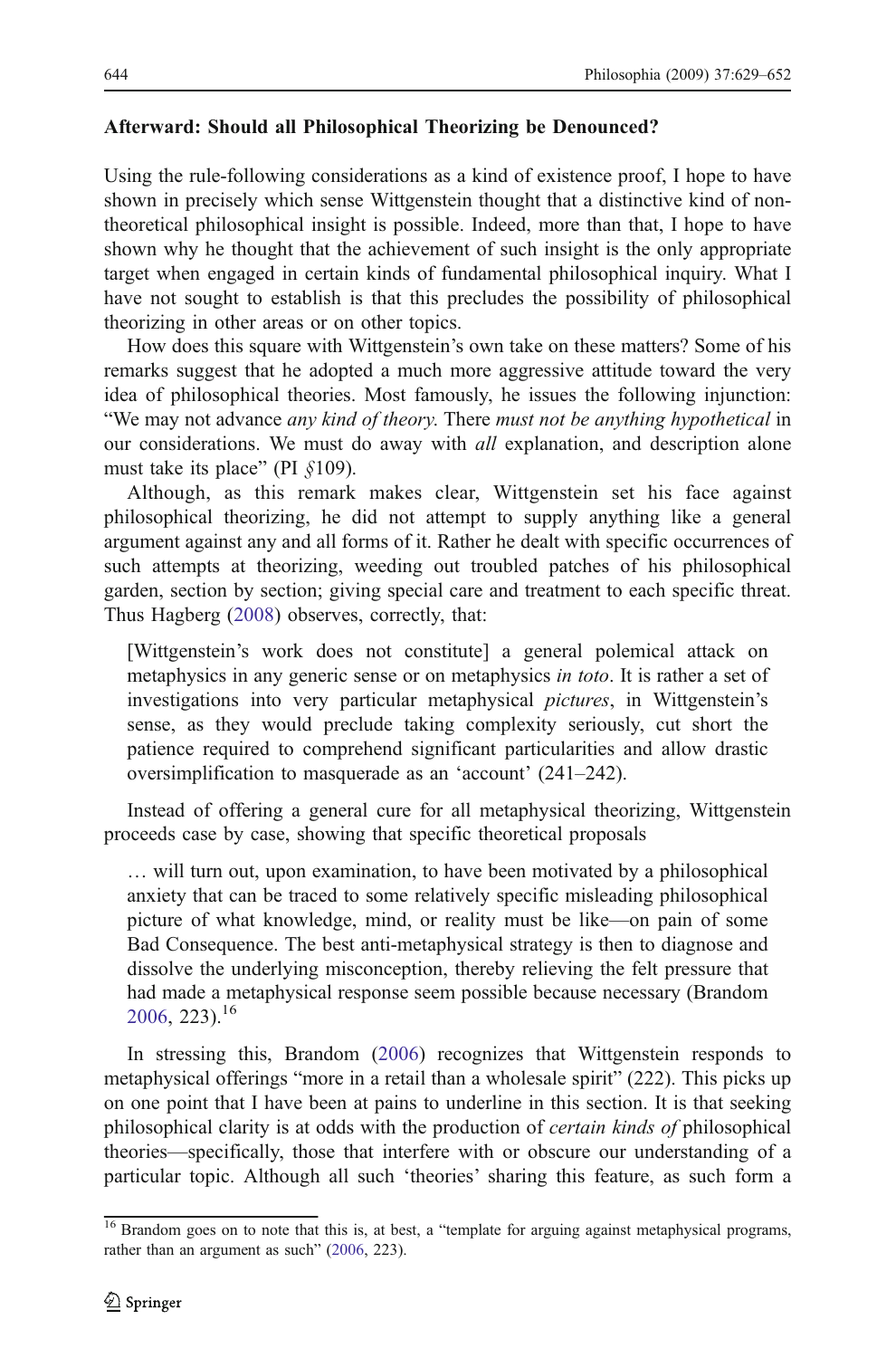### Afterward: Should all Philosophical Theorizing be Denounced?

Using the rule-following considerations as a kind of existence proof, I hope to have shown in precisely which sense Wittgenstein thought that a distinctive kind of non-theoretical philosophical insight is possible. Indeed, more than that, I hope to have shown why he thought that the achievement of such insight is the only appropriate target when engaged in certain kinds of fundamental philosophical inquiry. What I have not sought to establish is that this precludes the possibility of philosophical theorizing in other areas or on other topics.

How does this square with Wittgenstein's own take on these matters? Some of his remarks suggest that he adopted a much more aggressive attitude toward the very idea of philosophical theories. Most famously, he issues the following injunction: "We may not advance *any kind of theory*. There *must not be anything hypothetical* in our considerations. We must do away with *all* explanation, and description alone must take its place" (PI §109).

Although, as this remark makes clear, Wittgenstein set his face against philosophical theorizing, he did not attempt to supply anything like a general argument against any and all forms of it. Rather he dealt with specific occurrences of such attempts at theorizing, weeding out troubled patches of his philosophical garden, section by section; giving special care and treatment to each specific threat. Thus Hagberg (2008) observes, correctly, that:

> [Wittgenstein's work does not constitute] a general polemical attack on metaphysics in any generic sense or on metaphysics *in toto*. It is rather a set of investigations into very particular metaphysical *pictures*, in Wittgenstein's sense, as they would preclude taking complexity seriously, cut short the patience required to comprehend significant particularities and allow drastic oversimplification to masquerade as an 'account' (241–242).

Instead of offering a general cure for all metaphysical theorizing, Wittgenstein proceeds case by case, showing that specific theoretical proposals

> … will turn out, upon examination, to have been motivated by a philosophical anxiety that can be traced to some relatively specific misleading philosophical picture of what knowledge, mind, or reality must be like—on pain of some Bad Consequence. The best anti-metaphysical strategy is then to diagnose and dissolve the underlying misconception, thereby relieving the felt pressure that had made a metaphysical response seem possible because necessary (Brandom 2006, 223).[16]

In stressing this, Brandom (2006) recognizes that Wittgenstein responds to metaphysical offerings "more in a retail than a wholesale spirit" (222). This picks up on one point that I have been at pains to underline in this section. It is that seeking philosophical clarity is at odds with the production of *certain kinds of* philosophical theories—specifically, those that interfere with or obscure our understanding of a particular topic. Although all such 'theories' sharing this feature, as such form a

[16] Brandom goes on to note that this is, at best, a "template for arguing against metaphysical programs, rather than an argument as such" (2006, 223).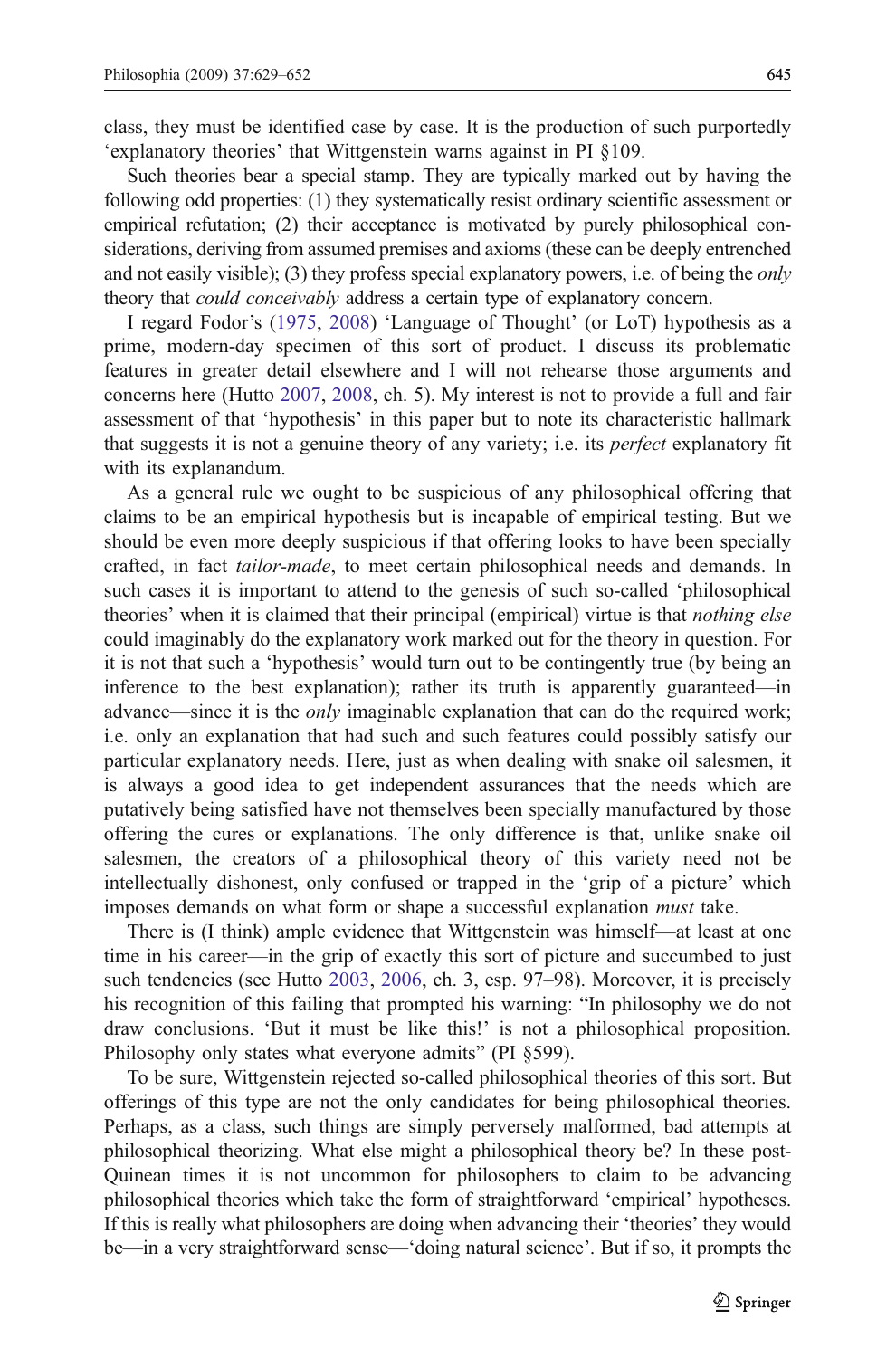class, they must be identified case by case. It is the production of such purportedly 'explanatory theories' that Wittgenstein warns against in PI §109.

Such theories bear a special stamp. They are typically marked out by having the following odd properties: (1) they systematically resist ordinary scientific assessment or empirical refutation; (2) their acceptance is motivated by purely philosophical considerations, deriving from assumed premises and axioms (these can be deeply entrenched and not easily visible); (3) they profess special explanatory powers, i.e. of being the *only* theory that *could conceivably* address a certain type of explanatory concern.

I regard Fodor's (1975, 2008) 'Language of Thought' (or LoT) hypothesis as a prime, modern-day specimen of this sort of product. I discuss its problematic features in greater detail elsewhere and I will not rehearse those arguments and concerns here (Hutto 2007, 2008, ch. 5). My interest is not to provide a full and fair assessment of that 'hypothesis' in this paper but to note its characteristic hallmark that suggests it is not a genuine theory of any variety; i.e. its *perfect* explanatory fit with its explanandum.

As a general rule we ought to be suspicious of any philosophical offering that claims to be an empirical hypothesis but is incapable of empirical testing. But we should be even more deeply suspicious if that offering looks to have been specially crafted, in fact *tailor-made*, to meet certain philosophical needs and demands. In such cases it is important to attend to the genesis of such so-called 'philosophical theories' when it is claimed that their principal (empirical) virtue is that *nothing else* could imaginably do the explanatory work marked out for the theory in question. For it is not that such a 'hypothesis' would turn out to be contingently true (by being an inference to the best explanation); rather its truth is apparently guaranteed—in advance—since it is the *only* imaginable explanation that can do the required work; i.e. only an explanation that had such and such features could possibly satisfy our particular explanatory needs. Here, just as when dealing with snake oil salesmen, it is always a good idea to get independent assurances that the needs which are putatively being satisfied have not themselves been specially manufactured by those offering the cures or explanations. The only difference is that, unlike snake oil salesmen, the creators of a philosophical theory of this variety need not be intellectually dishonest, only confused or trapped in the 'grip of a picture' which imposes demands on what form or shape a successful explanation *must* take.

There is (I think) ample evidence that Wittgenstein was himself—at least at one time in his career—in the grip of exactly this sort of picture and succumbed to just such tendencies (see Hutto 2003, 2006, ch. 3, esp. 97–98). Moreover, it is precisely his recognition of this failing that prompted his warning: "In philosophy we do not draw conclusions. 'But it must be like this!' is not a philosophical proposition. Philosophy only states what everyone admits" (PI §599).

To be sure, Wittgenstein rejected so-called philosophical theories of this sort. But offerings of this type are not the only candidates for being philosophical theories. Perhaps, as a class, such things are simply perversely malformed, bad attempts at philosophical theorizing. What else might a philosophical theory be? In these post-Quinean times it is not uncommon for philosophers to claim to be advancing philosophical theories which take the form of straightforward 'empirical' hypotheses. If this is really what philosophers are doing when advancing their 'theories' they would be—in a very straightforward sense—'doing natural science'. But if so, it prompts the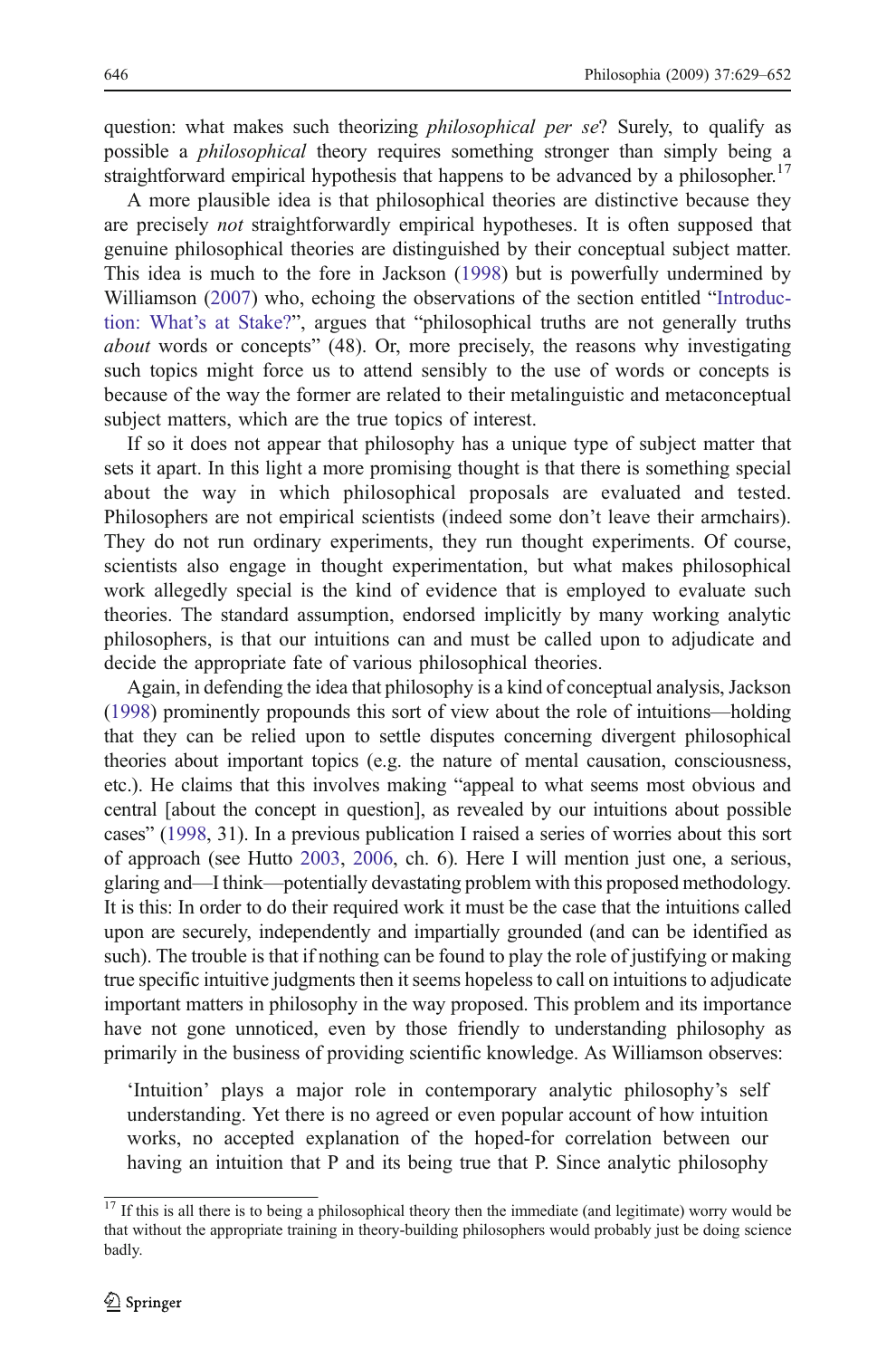question: what makes such theorizing *philosophical per se*? Surely, to qualify as possible a *philosophical* theory requires something stronger than simply being a straightforward empirical hypothesis that happens to be advanced by a philosopher.[17]

A more plausible idea is that philosophical theories are distinctive because they are precisely *not* straightforwardly empirical hypotheses. It is often supposed that genuine philosophical theories are distinguished by their conceptual subject matter. This idea is much to the fore in Jackson (1998) but is powerfully undermined by Williamson (2007) who, echoing the observations of the section entitled "Introduction: What's at Stake?", argues that "philosophical truths are not generally truths *about* words or concepts" (48). Or, more precisely, the reasons why investigating such topics might force us to attend sensibly to the use of words or concepts is because of the way the former are related to their metalinguistic and metaconceptual subject matters, which are the true topics of interest.

If so it does not appear that philosophy has a unique type of subject matter that sets it apart. In this light a more promising thought is that there is something special about the way in which philosophical proposals are evaluated and tested. Philosophers are not empirical scientists (indeed some don't leave their armchairs). They do not run ordinary experiments, they run thought experiments. Of course, scientists also engage in thought experimentation, but what makes philosophical work allegedly special is the kind of evidence that is employed to evaluate such theories. The standard assumption, endorsed implicitly by many working analytic philosophers, is that our intuitions can and must be called upon to adjudicate and decide the appropriate fate of various philosophical theories.

Again, in defending the idea that philosophy is a kind of conceptual analysis, Jackson (1998) prominently propounds this sort of view about the role of intuitions—holding that they can be relied upon to settle disputes concerning divergent philosophical theories about important topics (e.g. the nature of mental causation, consciousness, etc.). He claims that this involves making "appeal to what seems most obvious and central [about the concept in question], as revealed by our intuitions about possible cases" (1998, 31). In a previous publication I raised a series of worries about this sort of approach (see Hutto 2003, 2006, ch. 6). Here I will mention just one, a serious, glaring and—I think—potentially devastating problem with this proposed methodology. It is this: In order to do their required work it must be the case that the intuitions called upon are securely, independently and impartially grounded (and can be identified as such). The trouble is that if nothing can be found to play the role of justifying or making true specific intuitive judgments then it seems hopeless to call on intuitions to adjudicate important matters in philosophy in the way proposed. This problem and its importance have not gone unnoticed, even by those friendly to understanding philosophy as primarily in the business of providing scientific knowledge. As Williamson observes:

> 'Intuition' plays a major role in contemporary analytic philosophy's self understanding. Yet there is no agreed or even popular account of how intuition works, no accepted explanation of the hoped-for correlation between our having an intuition that P and its being true that P. Since analytic philosophy

[17] If this is all there is to being a philosophical theory then the immediate (and legitimate) worry would be that without the appropriate training in theory-building philosophers would probably just be doing science badly.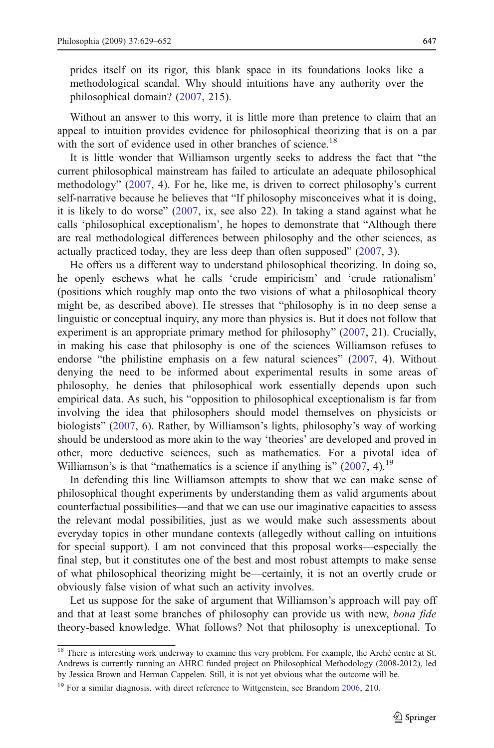prides itself on its rigor, this blank space in its foundations looks like a methodological scandal. Why should intuitions have any authority over the philosophical domain? (2007, 215).

Without an answer to this worry, it is little more than pretence to claim that an appeal to intuition provides evidence for philosophical theorizing that is on a par with the sort of evidence used in other branches of science.[18]

It is little wonder that Williamson urgently seeks to address the fact that "the current philosophical mainstream has failed to articulate an adequate philosophical methodology" (2007, 4). For he, like me, is driven to correct philosophy's current self-narrative because he believes that "If philosophy misconceives what it is doing, it is likely to do worse" (2007, ix, see also 22). In taking a stand against what he calls 'philosophical exceptionalism', he hopes to demonstrate that "Although there are real methodological differences between philosophy and the other sciences, as actually practiced today, they are less deep than often supposed" (2007, 3).

He offers us a different way to understand philosophical theorizing. In doing so, he openly eschews what he calls 'crude empiricism' and 'crude rationalism' (positions which roughly map onto the two visions of what a philosophical theory might be, as described above). He stresses that "philosophy is in no deep sense a linguistic or conceptual inquiry, any more than physics is. But it does not follow that experiment is an appropriate primary method for philosophy" (2007, 21). Crucially, in making his case that philosophy is one of the sciences Williamson refuses to endorse "the philistine emphasis on a few natural sciences" (2007, 4). Without denying the need to be informed about experimental results in some areas of philosophy, he denies that philosophical work essentially depends upon such empirical data. As such, his "opposition to philosophical exceptionalism is far from involving the idea that philosophers should model themselves on physicists or biologists" (2007, 6). Rather, by Williamson's lights, philosophy's way of working should be understood as more akin to the way 'theories' are developed and proved in other, more deductive sciences, such as mathematics. For a pivotal idea of Williamson's is that "mathematics is a science if anything is" (2007, 4).[19]

In defending this line Williamson attempts to show that we can make sense of philosophical thought experiments by understanding them as valid arguments about counterfactual possibilities—and that we can use our imaginative capacities to assess the relevant modal possibilities, just as we would make such assessments about everyday topics in other mundane contexts (allegedly without calling on intuitions for special support). I am not convinced that this proposal works—especially the final step, but it constitutes one of the best and most robust attempts to make sense of what philosophical theorizing might be—certainly, it is not an overtly crude or obviously false vision of what such an activity involves.

Let us suppose for the sake of argument that Williamson's approach will pay off and that at least some branches of philosophy can provide us with new, *bona fide* theory-based knowledge. What follows? Not that philosophy is unexceptional. To

---

[18] There is interesting work underway to examine this very problem. For example, the Arché centre at St. Andrews is currently running an AHRC funded project on Philosophical Methodology (2008-2012), led by Jessica Brown and Herman Cappelen. Still, it is not yet obvious what the outcome will be.

[19] For a similar diagnosis, with direct reference to Wittgenstein, see Brandom 2006, 210.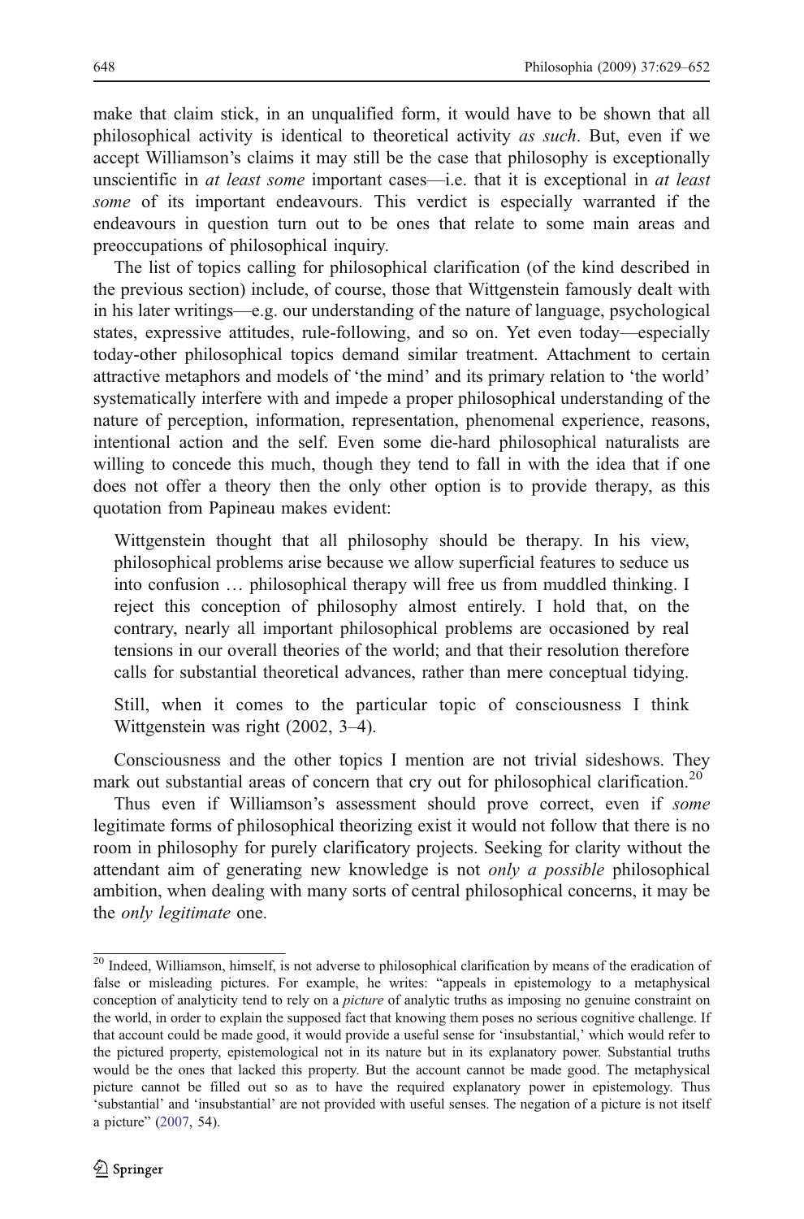make that claim stick, in an unqualified form, it would have to be shown that all philosophical activity is identical to theoretical activity *as such*. But, even if we accept Williamson's claims it may still be the case that philosophy is exceptionally unscientific in *at least some* important cases—i.e. that it is exceptional in *at least some* of its important endeavours. This verdict is especially warranted if the endeavours in question turn out to be ones that relate to some main areas and preoccupations of philosophical inquiry.

The list of topics calling for philosophical clarification (of the kind described in the previous section) include, of course, those that Wittgenstein famously dealt with in his later writings—e.g. our understanding of the nature of language, psychological states, expressive attitudes, rule-following, and so on. Yet even today—especially today-other philosophical topics demand similar treatment. Attachment to certain attractive metaphors and models of 'the mind' and its primary relation to 'the world' systematically interfere with and impede a proper philosophical understanding of the nature of perception, information, representation, phenomenal experience, reasons, intentional action and the self. Even some die-hard philosophical naturalists are willing to concede this much, though they tend to fall in with the idea that if one does not offer a theory then the only other option is to provide therapy, as this quotation from Papineau makes evident:

> Wittgenstein thought that all philosophy should be therapy. In his view, philosophical problems arise because we allow superficial features to seduce us into confusion … philosophical therapy will free us from muddled thinking. I reject this conception of philosophy almost entirely. I hold that, on the contrary, nearly all important philosophical problems are occasioned by real tensions in our overall theories of the world; and that their resolution therefore calls for substantial theoretical advances, rather than mere conceptual tidying.
>
> Still, when it comes to the particular topic of consciousness I think Wittgenstein was right (2002, 3–4).

Consciousness and the other topics I mention are not trivial sideshows. They mark out substantial areas of concern that cry out for philosophical clarification.[20]

Thus even if Williamson's assessment should prove correct, even if *some* legitimate forms of philosophical theorizing exist it would not follow that there is no room in philosophy for purely clarificatory projects. Seeking for clarity without the attendant aim of generating new knowledge is not *only a possible* philosophical ambition, when dealing with many sorts of central philosophical concerns, it may be the *only legitimate* one.

---

[20] Indeed, Williamson, himself, is not adverse to philosophical clarification by means of the eradication of false or misleading pictures. For example, he writes: "appeals in epistemology to a metaphysical conception of analyticity tend to rely on a *picture* of analytic truths as imposing no genuine constraint on the world, in order to explain the supposed fact that knowing them poses no serious cognitive challenge. If that account could be made good, it would provide a useful sense for 'insubstantial,' which would refer to the pictured property, epistemological not in its nature but in its explanatory power. Substantial truths would be the ones that lacked this property. But the account cannot be made good. The metaphysical picture cannot be filled out so as to have the required explanatory power in epistemology. Thus 'substantial' and 'insubstantial' are not provided with useful senses. The negation of a picture is not itself a picture" (2007, 54).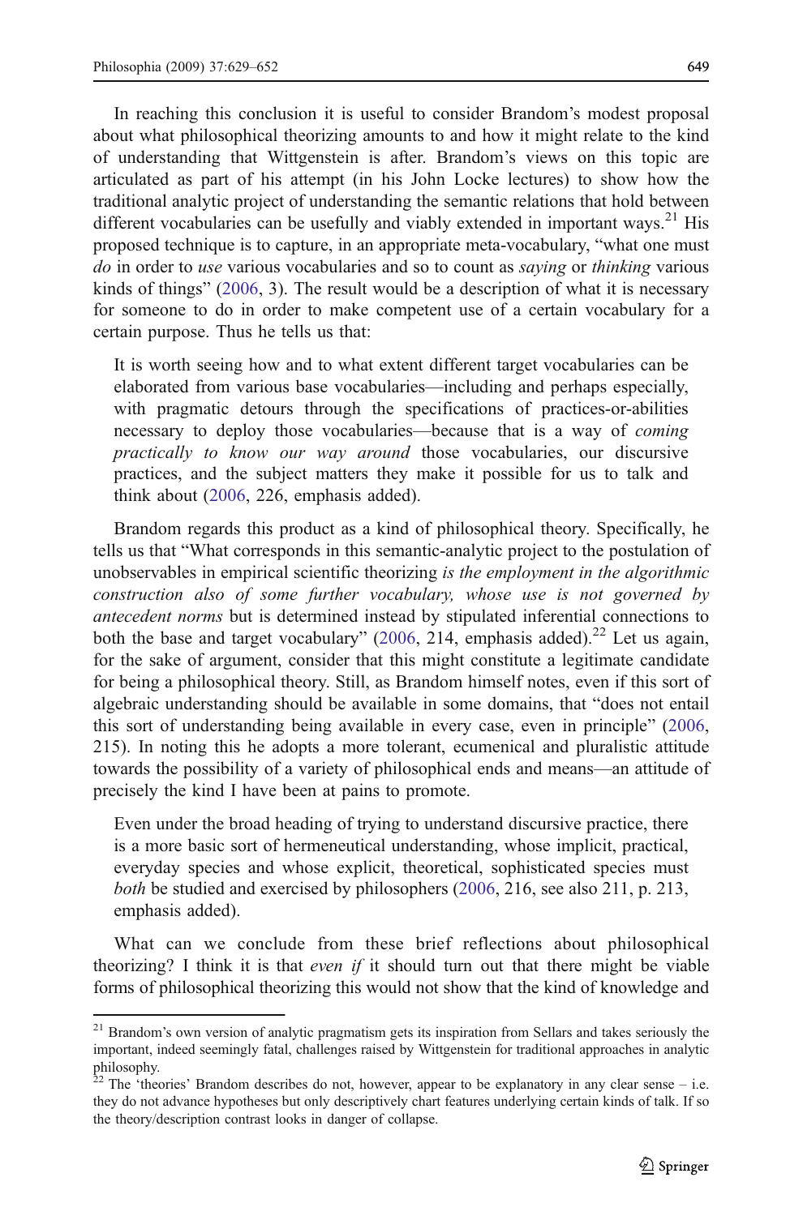In reaching this conclusion it is useful to consider Brandom's modest proposal about what philosophical theorizing amounts to and how it might relate to the kind of understanding that Wittgenstein is after. Brandom's views on this topic are articulated as part of his attempt (in his John Locke lectures) to show how the traditional analytic project of understanding the semantic relations that hold between different vocabularies can be usefully and viably extended in important ways.[21] His proposed technique is to capture, in an appropriate meta-vocabulary, "what one must *do* in order to *use* various vocabularies and so to count as *saying* or *thinking* various kinds of things" (2006, 3). The result would be a description of what it is necessary for someone to do in order to make competent use of a certain vocabulary for a certain purpose. Thus he tells us that:

> It is worth seeing how and to what extent different target vocabularies can be elaborated from various base vocabularies—including and perhaps especially, with pragmatic detours through the specifications of practices-or-abilities necessary to deploy those vocabularies—because that is a way of *coming practically to know our way around* those vocabularies, our discursive practices, and the subject matters they make it possible for us to talk and think about (2006, 226, emphasis added).

Brandom regards this product as a kind of philosophical theory. Specifically, he tells us that "What corresponds in this semantic-analytic project to the postulation of unobservables in empirical scientific theorizing *is the employment in the algorithmic construction also of some further vocabulary, whose use is not governed by antecedent norms* but is determined instead by stipulated inferential connections to both the base and target vocabulary" (2006, 214, emphasis added).[22] Let us again, for the sake of argument, consider that this might constitute a legitimate candidate for being a philosophical theory. Still, as Brandom himself notes, even if this sort of algebraic understanding should be available in some domains, that "does not entail this sort of understanding being available in every case, even in principle" (2006, 215). In noting this he adopts a more tolerant, ecumenical and pluralistic attitude towards the possibility of a variety of philosophical ends and means—an attitude of precisely the kind I have been at pains to promote.

> Even under the broad heading of trying to understand discursive practice, there is a more basic sort of hermeneutical understanding, whose implicit, practical, everyday species and whose explicit, theoretical, sophisticated species must *both* be studied and exercised by philosophers (2006, 216, see also 211, p. 213, emphasis added).

What can we conclude from these brief reflections about philosophical theorizing? I think it is that *even if* it should turn out that there might be viable forms of philosophical theorizing this would not show that the kind of knowledge and

---

[21] Brandom's own version of analytic pragmatism gets its inspiration from Sellars and takes seriously the important, indeed seemingly fatal, challenges raised by Wittgenstein for traditional approaches in analytic philosophy.

[22] The 'theories' Brandom describes do not, however, appear to be explanatory in any clear sense – i.e. they do not advance hypotheses but only descriptively chart features underlying certain kinds of talk. If so the theory/description contrast looks in danger of collapse.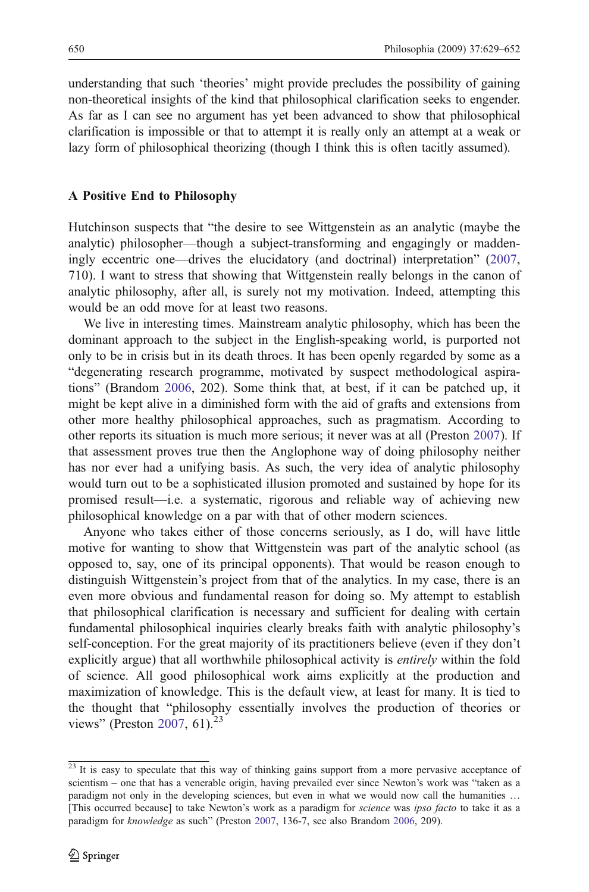understanding that such 'theories' might provide precludes the possibility of gaining non-theoretical insights of the kind that philosophical clarification seeks to engender. As far as I can see no argument has yet been advanced to show that philosophical clarification is impossible or that to attempt it is really only an attempt at a weak or lazy form of philosophical theorizing (though I think this is often tacitly assumed).

## A Positive End to Philosophy

Hutchinson suspects that "the desire to see Wittgenstein as an analytic (maybe the analytic) philosopher—though a subject-transforming and engagingly or maddeningly eccentric one—drives the elucidatory (and doctrinal) interpretation" (2007, 710). I want to stress that showing that Wittgenstein really belongs in the canon of analytic philosophy, after all, is surely not my motivation. Indeed, attempting this would be an odd move for at least two reasons.

We live in interesting times. Mainstream analytic philosophy, which has been the dominant approach to the subject in the English-speaking world, is purported not only to be in crisis but in its death throes. It has been openly regarded by some as a "degenerating research programme, motivated by suspect methodological aspirations" (Brandom 2006, 202). Some think that, at best, if it can be patched up, it might be kept alive in a diminished form with the aid of grafts and extensions from other more healthy philosophical approaches, such as pragmatism. According to other reports its situation is much more serious; it never was at all (Preston 2007). If that assessment proves true then the Anglophone way of doing philosophy neither has nor ever had a unifying basis. As such, the very idea of analytic philosophy would turn out to be a sophisticated illusion promoted and sustained by hope for its promised result—i.e. a systematic, rigorous and reliable way of achieving new philosophical knowledge on a par with that of other modern sciences.

Anyone who takes either of those concerns seriously, as I do, will have little motive for wanting to show that Wittgenstein was part of the analytic school (as opposed to, say, one of its principal opponents). That would be reason enough to distinguish Wittgenstein's project from that of the analytics. In my case, there is an even more obvious and fundamental reason for doing so. My attempt to establish that philosophical clarification is necessary and sufficient for dealing with certain fundamental philosophical inquiries clearly breaks faith with analytic philosophy's self-conception. For the great majority of its practitioners believe (even if they don't explicitly argue) that all worthwhile philosophical activity is *entirely* within the fold of science. All good philosophical work aims explicitly at the production and maximization of knowledge. This is the default view, at least for many. It is tied to the thought that "philosophy essentially involves the production of theories or views" (Preston 2007, 61).[23]

---

[23] It is easy to speculate that this way of thinking gains support from a more pervasive acceptance of scientism – one that has a venerable origin, having prevailed ever since Newton's work was "taken as a paradigm not only in the developing sciences, but even in what we would now call the humanities … [This occurred because] to take Newton's work as a paradigm for *science* was *ipso facto* to take it as a paradigm for *knowledge* as such" (Preston 2007, 136-7, see also Brandom 2006, 209).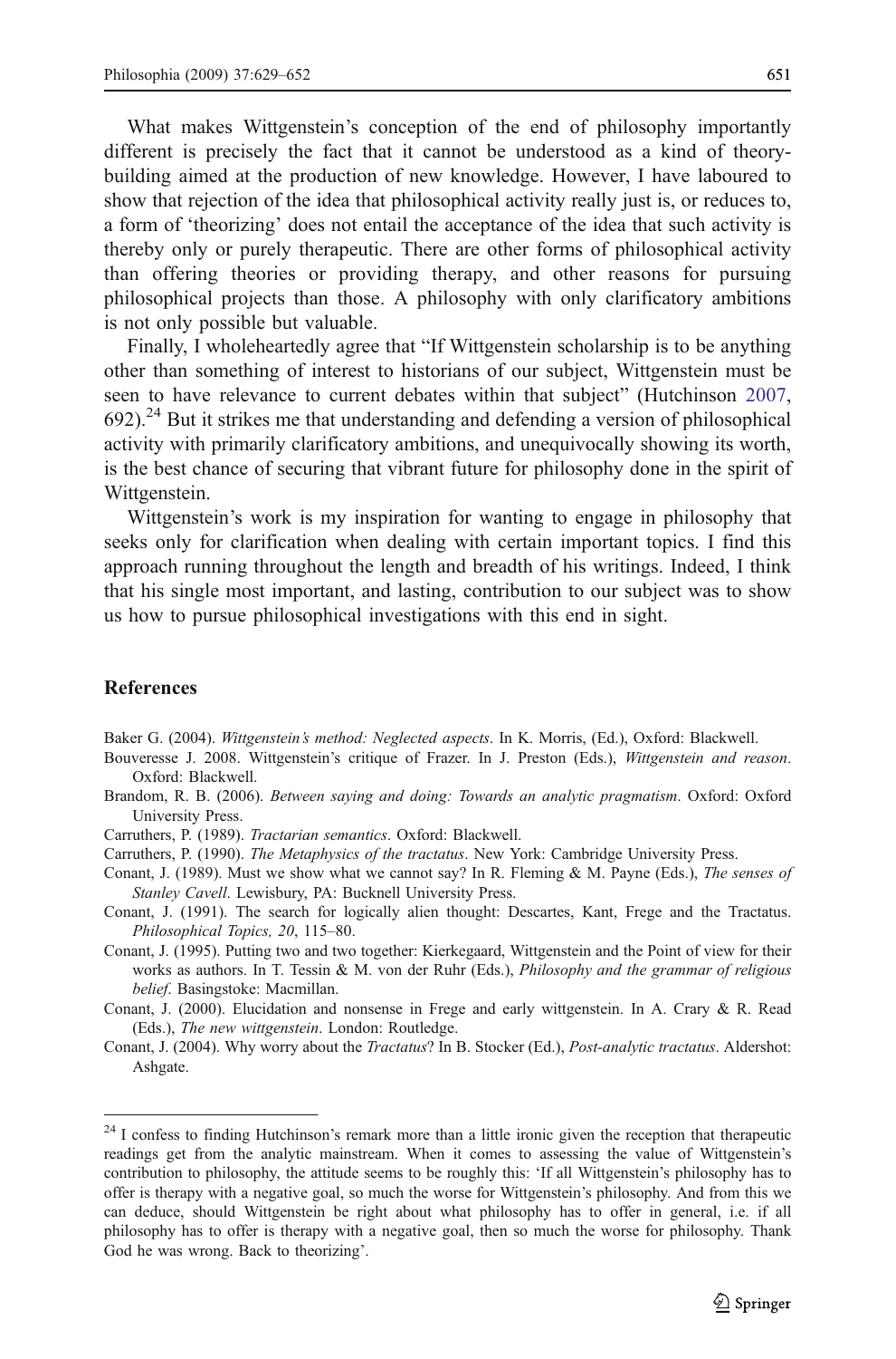What makes Wittgenstein's conception of the end of philosophy importantly different is precisely the fact that it cannot be understood as a kind of theory-building aimed at the production of new knowledge. However, I have laboured to show that rejection of the idea that philosophical activity really just is, or reduces to, a form of 'theorizing' does not entail the acceptance of the idea that such activity is thereby only or purely therapeutic. There are other forms of philosophical activity than offering theories or providing therapy, and other reasons for pursuing philosophical projects than those. A philosophy with only clarificatory ambitions is not only possible but valuable.

Finally, I wholeheartedly agree that "If Wittgenstein scholarship is to be anything other than something of interest to historians of our subject, Wittgenstein must be seen to have relevance to current debates within that subject" (Hutchinson 2007, 692).[24] But it strikes me that understanding and defending a version of philosophical activity with primarily clarificatory ambitions, and unequivocally showing its worth, is the best chance of securing that vibrant future for philosophy done in the spirit of Wittgenstein.

Wittgenstein's work is my inspiration for wanting to engage in philosophy that seeks only for clarification when dealing with certain important topics. I find this approach running throughout the length and breadth of his writings. Indeed, I think that his single most important, and lasting, contribution to our subject was to show us how to pursue philosophical investigations with this end in sight.

## References

Baker G. (2004). *Wittgenstein's method: Neglected aspects*. In K. Morris, (Ed.), Oxford: Blackwell.

Bouveresse J. 2008. Wittgenstein's critique of Frazer. In J. Preston (Eds.), *Wittgenstein and reason*. Oxford: Blackwell.

Brandom, R. B. (2006). *Between saying and doing: Towards an analytic pragmatism*. Oxford: Oxford University Press.

Carruthers, P. (1989). *Tractarian semantics*. Oxford: Blackwell.

Carruthers, P. (1990). *The Metaphysics of the tractatus*. New York: Cambridge University Press.

Conant, J. (1989). Must we show what we cannot say? In R. Fleming & M. Payne (Eds.), *The senses of Stanley Cavell*. Lewisbury, PA: Bucknell University Press.

Conant, J. (1991). The search for logically alien thought: Descartes, Kant, Frege and the Tractatus. *Philosophical Topics, 20*, 115–80.

Conant, J. (1995). Putting two and two together: Kierkegaard, Wittgenstein and the Point of view for their works as authors. In T. Tessin & M. von der Ruhr (Eds.), *Philosophy and the grammar of religious belief*. Basingstoke: Macmillan.

Conant, J. (2000). Elucidation and nonsense in Frege and early wittgenstein. In A. Crary & R. Read (Eds.), *The new wittgenstein*. London: Routledge.

Conant, J. (2004). Why worry about the *Tractatus*? In B. Stocker (Ed.), *Post-analytic tractatus*. Aldershot: Ashgate.

---

[24] I confess to finding Hutchinson's remark more than a little ironic given the reception that therapeutic readings get from the analytic mainstream. When it comes to assessing the value of Wittgenstein's contribution to philosophy, the attitude seems to be roughly this: 'If all Wittgenstein's philosophy has to offer is therapy with a negative goal, so much the worse for Wittgenstein's philosophy. And from this we can deduce, should Wittgenstein be right about what philosophy has to offer in general, i.e. if all philosophy has to offer is therapy with a negative goal, then so much the worse for philosophy. Thank God he was wrong. Back to theorizing'.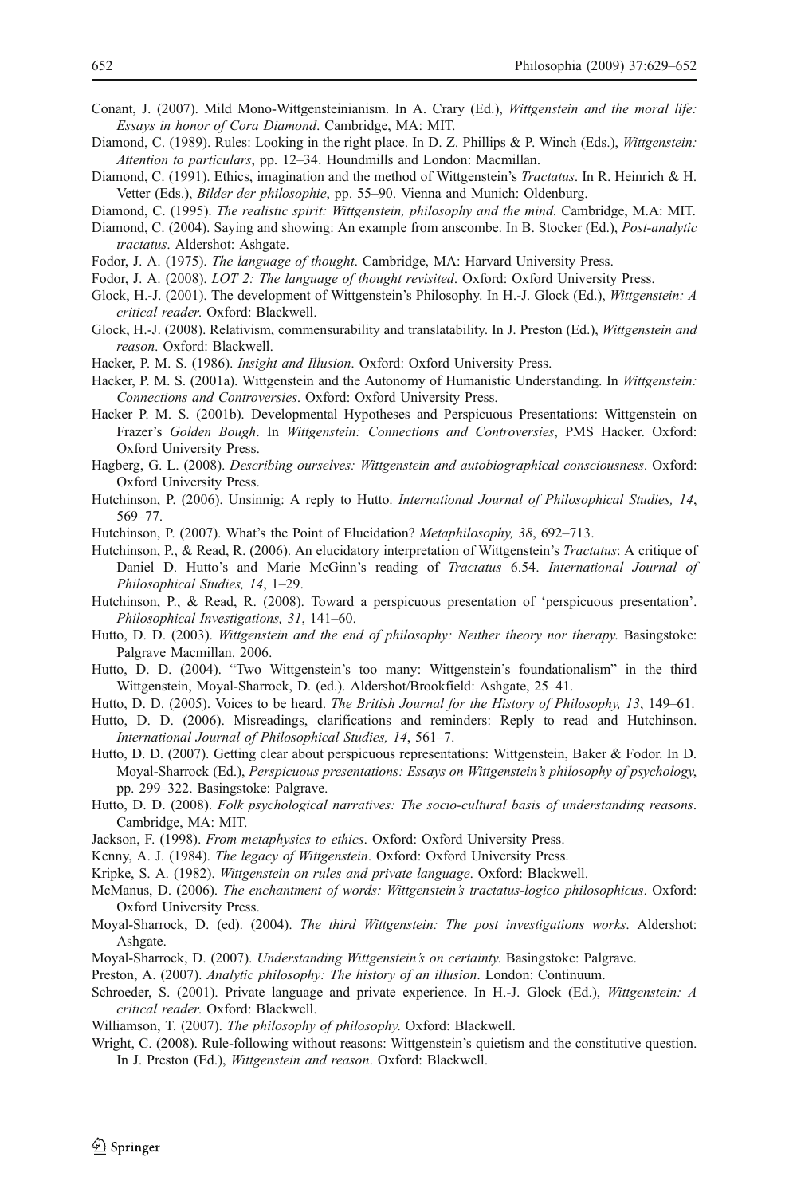Conant, J. (2007). Mild Mono-Wittgensteinianism. In A. Crary (Ed.), *Wittgenstein and the moral life: Essays in honor of Cora Diamond*. Cambridge, MA: MIT.

Diamond, C. (1989). Rules: Looking in the right place. In D. Z. Phillips & P. Winch (Eds.), *Wittgenstein: Attention to particulars*, pp. 12–34. Houndmills and London: Macmillan.

Diamond, C. (1991). Ethics, imagination and the method of Wittgenstein's *Tractatus*. In R. Heinrich & H. Vetter (Eds.), *Bilder der philosophie*, pp. 55–90. Vienna and Munich: Oldenburg.

Diamond, C. (1995). *The realistic spirit: Wittgenstein, philosophy and the mind*. Cambridge, M.A: MIT.

Diamond, C. (2004). Saying and showing: An example from anscombe. In B. Stocker (Ed.), *Post-analytic tractatus*. Aldershot: Ashgate.

Fodor, J. A. (1975). *The language of thought*. Cambridge, MA: Harvard University Press.

Fodor, J. A. (2008). *LOT 2: The language of thought revisited*. Oxford: Oxford University Press.

Glock, H.-J. (2001). The development of Wittgenstein's Philosophy. In H.-J. Glock (Ed.), *Wittgenstein: A critical reader*. Oxford: Blackwell.

Glock, H.-J. (2008). Relativism, commensurability and translatability. In J. Preston (Ed.), *Wittgenstein and reason*. Oxford: Blackwell.

Hacker, P. M. S. (1986). *Insight and Illusion*. Oxford: Oxford University Press.

Hacker, P. M. S. (2001a). Wittgenstein and the Autonomy of Humanistic Understanding. In *Wittgenstein: Connections and Controversies*. Oxford: Oxford University Press.

Hacker P. M. S. (2001b). Developmental Hypotheses and Perspicuous Presentations: Wittgenstein on Frazer's *Golden Bough*. In *Wittgenstein: Connections and Controversies*, PMS Hacker. Oxford: Oxford University Press.

Hagberg, G. L. (2008). *Describing ourselves: Wittgenstein and autobiographical consciousness*. Oxford: Oxford University Press.

Hutchinson, P. (2006). Unsinnig: A reply to Hutto. *International Journal of Philosophical Studies, 14*, 569–77.

Hutchinson, P. (2007). What's the Point of Elucidation? *Metaphilosophy, 38*, 692–713.

Hutchinson, P., & Read, R. (2006). An elucidatory interpretation of Wittgenstein's *Tractatus*: A critique of Daniel D. Hutto's and Marie McGinn's reading of *Tractatus* 6.54. *International Journal of Philosophical Studies, 14*, 1–29.

Hutchinson, P., & Read, R. (2008). Toward a perspicuous presentation of 'perspicuous presentation'. *Philosophical Investigations, 31*, 141–60.

Hutto, D. D. (2003). *Wittgenstein and the end of philosophy: Neither theory nor therapy*. Basingstoke: Palgrave Macmillan. 2006.

Hutto, D. D. (2004). "Two Wittgenstein's too many: Wittgenstein's foundationalism" in the third Wittgenstein, Moyal-Sharrock, D. (ed.). Aldershot/Brookfield: Ashgate, 25–41.

Hutto, D. D. (2005). Voices to be heard. *The British Journal for the History of Philosophy, 13*, 149–61.

Hutto, D. D. (2006). Misreadings, clarifications and reminders: Reply to read and Hutchinson. *International Journal of Philosophical Studies, 14*, 561–7.

Hutto, D. D. (2007). Getting clear about perspicuous representations: Wittgenstein, Baker & Fodor. In D. Moyal-Sharrock (Ed.), *Perspicuous presentations: Essays on Wittgenstein's philosophy of psychology*, pp. 299–322. Basingstoke: Palgrave.

Hutto, D. D. (2008). *Folk psychological narratives: The socio-cultural basis of understanding reasons*. Cambridge, MA: MIT.

Jackson, F. (1998). *From metaphysics to ethics*. Oxford: Oxford University Press.

Kenny, A. J. (1984). *The legacy of Wittgenstein*. Oxford: Oxford University Press.

Kripke, S. A. (1982). *Wittgenstein on rules and private language*. Oxford: Blackwell.

McManus, D. (2006). *The enchantment of words: Wittgenstein's tractatus-logico philosophicus*. Oxford: Oxford University Press.

Moyal-Sharrock, D. (ed). (2004). *The third Wittgenstein: The post investigations works*. Aldershot: Ashgate.

Moyal-Sharrock, D. (2007). *Understanding Wittgenstein's on certainty*. Basingstoke: Palgrave.

Preston, A. (2007). *Analytic philosophy: The history of an illusion*. London: Continuum.

Schroeder, S. (2001). Private language and private experience. In H.-J. Glock (Ed.), *Wittgenstein: A critical reader*. Oxford: Blackwell.

Williamson, T. (2007). *The philosophy of philosophy*. Oxford: Blackwell.

Wright, C. (2008). Rule-following without reasons: Wittgenstein's quietism and the constitutive question. In J. Preston (Ed.), *Wittgenstein and reason*. Oxford: Blackwell.